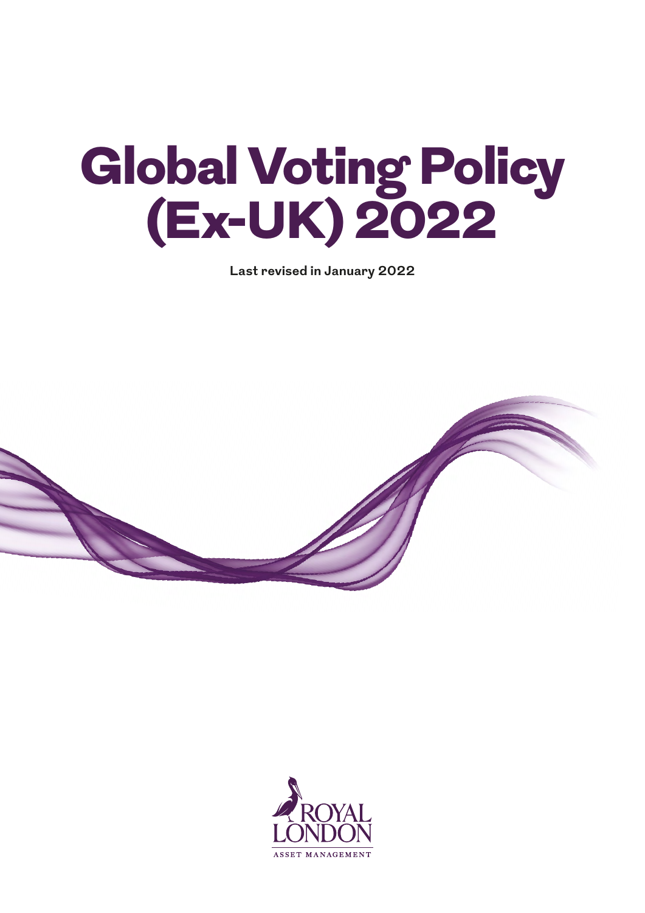# Global Voting Policy (Ex-UK) 2022

**Last revised in January 2022**

ROYAL LONDON
ASSET MANAGEMENT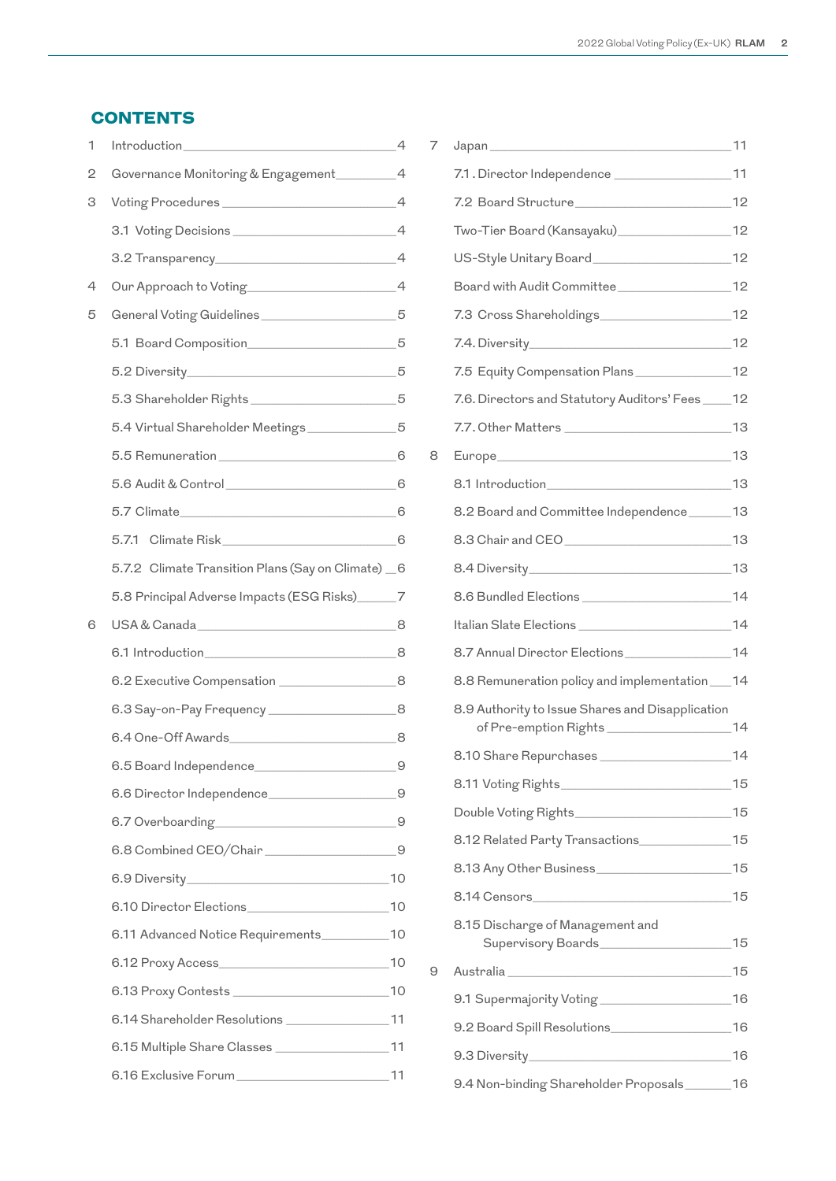## CONTENTS

1 Introduction — 4

2 Governance Monitoring & Engagement — 4

3 Voting Procedures — 4

- 3.1 Voting Decisions — 4
- 3.2 Transparency — 4

4 Our Approach to Voting — 4

5 General Voting Guidelines — 5

- 5.1 Board Composition — 5
- 5.2 Diversity — 5
- 5.3 Shareholder Rights — 5
- 5.4 Virtual Shareholder Meetings — 5
- 5.5 Remuneration — 6
- 5.6 Audit & Control — 6
- 5.7 Climate — 6
- 5.7.1 Climate Risk — 6
- 5.7.2 Climate Transition Plans (Say on Climate) — 6
- 5.8 Principal Adverse Impacts (ESG Risks) — 7

6 USA & Canada — 8

- 6.1 Introduction — 8
- 6.2 Executive Compensation — 8
- 6.3 Say-on-Pay Frequency — 8
- 6.4 One-Off Awards — 8
- 6.5 Board Independence — 9
- 6.6 Director Independence — 9
- 6.7 Overboarding — 9
- 6.8 Combined CEO/Chair — 9
- 6.9 Diversity — 10
- 6.10 Director Elections — 10
- 6.11 Advanced Notice Requirements — 10
- 6.12 Proxy Access — 10
- 6.13 Proxy Contests — 10
- 6.14 Shareholder Resolutions — 11
- 6.15 Multiple Share Classes — 11
- 6.16 Exclusive Forum — 11

7 Japan — 11

- 7.1 . Director Independence — 11
- 7.2 Board Structure — 12
- Two-Tier Board (Kansayaku) — 12
- US-Style Unitary Board — 12
- Board with Audit Committee — 12
- 7.3 Cross Shareholdings — 12
- 7.4. Diversity — 12
- 7.5 Equity Compensation Plans — 12
- 7.6. Directors and Statutory Auditors' Fees — 12
- 7.7. Other Matters — 13

8 Europe — 13

- 8.1 Introduction — 13
- 8.2 Board and Committee Independence — 13
- 8.3 Chair and CEO — 13
- 8.4 Diversity — 13
- 8.6 Bundled Elections — 14
- Italian Slate Elections — 14
- 8.7 Annual Director Elections — 14
- 8.8 Remuneration policy and implementation — 14
- 8.9 Authority to Issue Shares and Disapplication of Pre-emption Rights — 14
- 8.10 Share Repurchases — 14
- 8.11 Voting Rights — 15
- Double Voting Rights — 15
- 8.12 Related Party Transactions — 15
- 8.13 Any Other Business — 15
- 8.14 Censors — 15
- 8.15 Discharge of Management and Supervisory Boards — 15

9 Australia — 15

- 9.1 Supermajority Voting — 16
- 9.2 Board Spill Resolutions — 16
- 9.3 Diversity — 16
- 9.4 Non-binding Shareholder Proposals — 16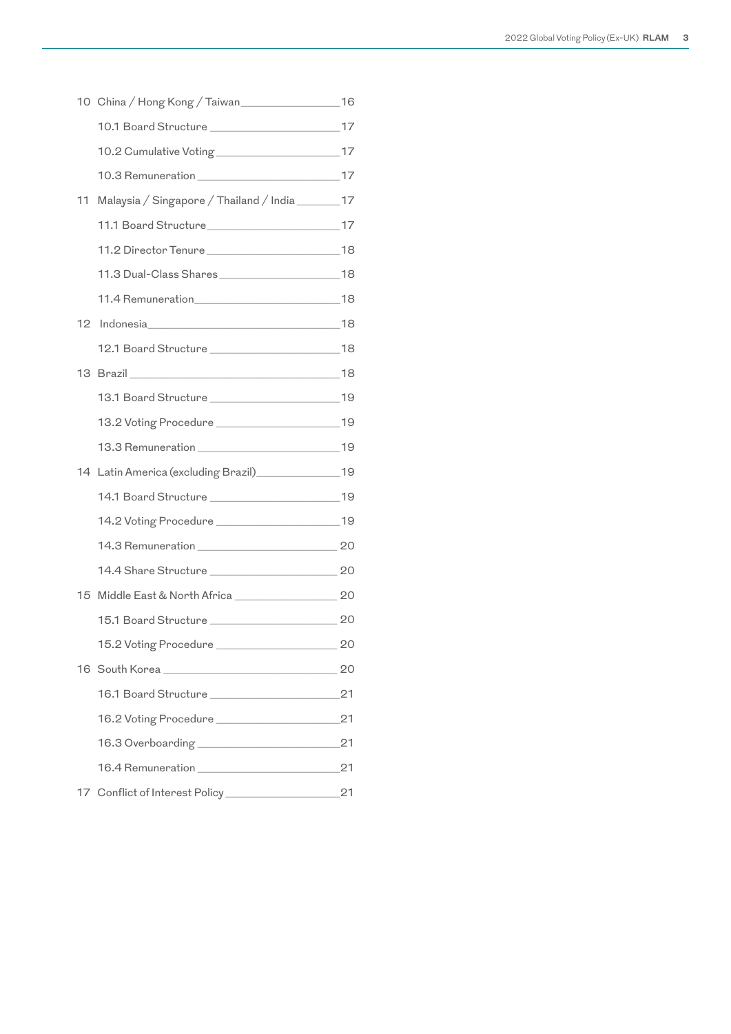- 10 China / Hong Kong / Taiwan ____ 16
  - 10.1 Board Structure ____ 17
  - 10.2 Cumulative Voting ____ 17
  - 10.3 Remuneration ____ 17
- 11 Malaysia / Singapore / Thailand / India ____ 17
  - 11.1 Board Structure ____ 17
  - 11.2 Director Tenure ____ 18
  - 11.3 Dual-Class Shares ____ 18
  - 11.4 Remuneration ____ 18
- 12 Indonesia ____ 18
  - 12.1 Board Structure ____ 18
- 13 Brazil ____ 18
  - 13.1 Board Structure ____ 19
  - 13.2 Voting Procedure ____ 19
  - 13.3 Remuneration ____ 19
- 14 Latin America (excluding Brazil) ____ 19
  - 14.1 Board Structure ____ 19
  - 14.2 Voting Procedure ____ 19
  - 14.3 Remuneration ____ 20
  - 14.4 Share Structure ____ 20
- 15 Middle East & North Africa ____ 20
  - 15.1 Board Structure ____ 20
  - 15.2 Voting Procedure ____ 20
- 16 South Korea ____ 20
  - 16.1 Board Structure ____ 21
  - 16.2 Voting Procedure ____ 21
  - 16.3 Overboarding ____ 21
  - 16.4 Remuneration ____ 21
- 17 Conflict of Interest Policy ____ 21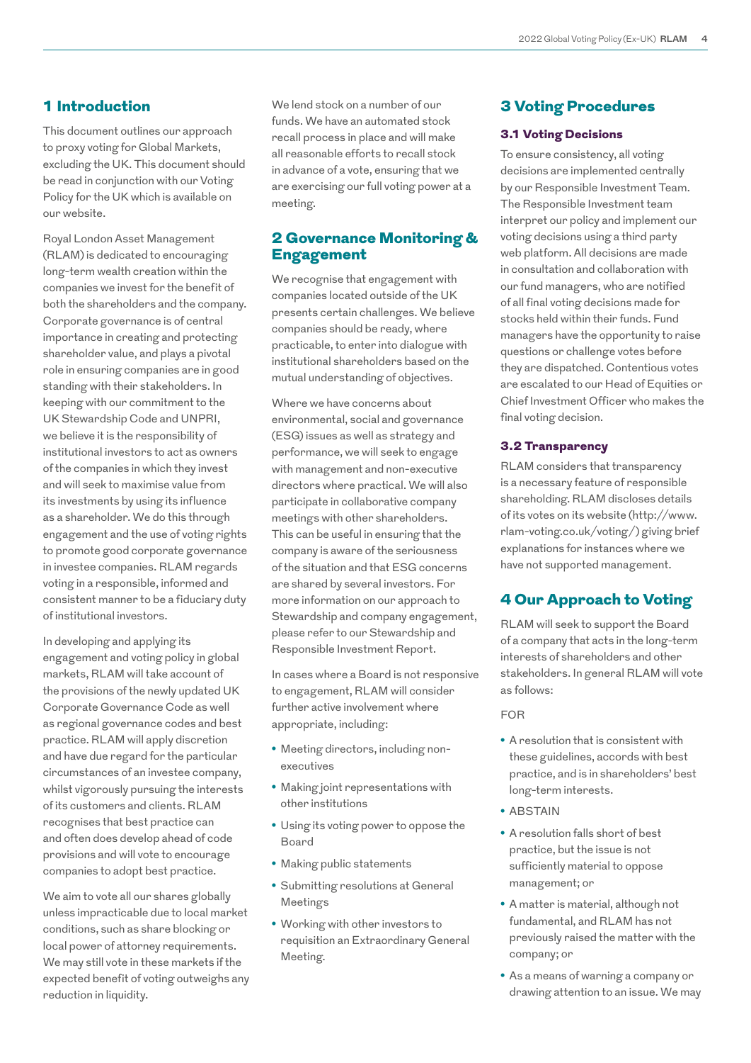## 1 Introduction

This document outlines our approach to proxy voting for Global Markets, excluding the UK. This document should be read in conjunction with our Voting Policy for the UK which is available on our website.

Royal London Asset Management (RLAM) is dedicated to encouraging long-term wealth creation within the companies we invest for the benefit of both the shareholders and the company. Corporate governance is of central importance in creating and protecting shareholder value, and plays a pivotal role in ensuring companies are in good standing with their stakeholders. In keeping with our commitment to the UK Stewardship Code and UNPRI, we believe it is the responsibility of institutional investors to act as owners of the companies in which they invest and will seek to maximise value from its investments by using its influence as a shareholder. We do this through engagement and the use of voting rights to promote good corporate governance in investee companies. RLAM regards voting in a responsible, informed and consistent manner to be a fiduciary duty of institutional investors.

In developing and applying its engagement and voting policy in global markets, RLAM will take account of the provisions of the newly updated UK Corporate Governance Code as well as regional governance codes and best practice. RLAM will apply discretion and have due regard for the particular circumstances of an investee company, whilst vigorously pursuing the interests of its customers and clients. RLAM recognises that best practice can and often does develop ahead of code provisions and will vote to encourage companies to adopt best practice.

We aim to vote all our shares globally unless impracticable due to local market conditions, such as share blocking or local power of attorney requirements. We may still vote in these markets if the expected benefit of voting outweighs any reduction in liquidity.

We lend stock on a number of our funds. We have an automated stock recall process in place and will make all reasonable efforts to recall stock in advance of a vote, ensuring that we are exercising our full voting power at a meeting.

## 2 Governance Monitoring & Engagement

We recognise that engagement with companies located outside of the UK presents certain challenges. We believe companies should be ready, where practicable, to enter into dialogue with institutional shareholders based on the mutual understanding of objectives.

Where we have concerns about environmental, social and governance (ESG) issues as well as strategy and performance, we will seek to engage with management and non-executive directors where practical. We will also participate in collaborative company meetings with other shareholders. This can be useful in ensuring that the company is aware of the seriousness of the situation and that ESG concerns are shared by several investors. For more information on our approach to Stewardship and company engagement, please refer to our Stewardship and Responsible Investment Report.

In cases where a Board is not responsive to engagement, RLAM will consider further active involvement where appropriate, including:

- Meeting directors, including non-executives
- Making joint representations with other institutions
- Using its voting power to oppose the Board
- Making public statements
- Submitting resolutions at General Meetings
- Working with other investors to requisition an Extraordinary General Meeting.

## 3 Voting Procedures

### 3.1 Voting Decisions

To ensure consistency, all voting decisions are implemented centrally by our Responsible Investment Team. The Responsible Investment team interpret our policy and implement our voting decisions using a third party web platform. All decisions are made in consultation and collaboration with our fund managers, who are notified of all final voting decisions made for stocks held within their funds. Fund managers have the opportunity to raise questions or challenge votes before they are dispatched. Contentious votes are escalated to our Head of Equities or Chief Investment Officer who makes the final voting decision.

### 3.2 Transparency

RLAM considers that transparency is a necessary feature of responsible shareholding. RLAM discloses details of its votes on its website (http://www.rlam-voting.co.uk/voting/) giving brief explanations for instances where we have not supported management.

## 4 Our Approach to Voting

RLAM will seek to support the Board of a company that acts in the long-term interests of shareholders and other stakeholders. In general RLAM will vote as follows:

FOR

- A resolution that is consistent with these guidelines, accords with best practice, and is in shareholders' best long-term interests.
- ABSTAIN
- A resolution falls short of best practice, but the issue is not sufficiently material to oppose management; or
- A matter is material, although not fundamental, and RLAM has not previously raised the matter with the company; or
- As a means of warning a company or drawing attention to an issue. We may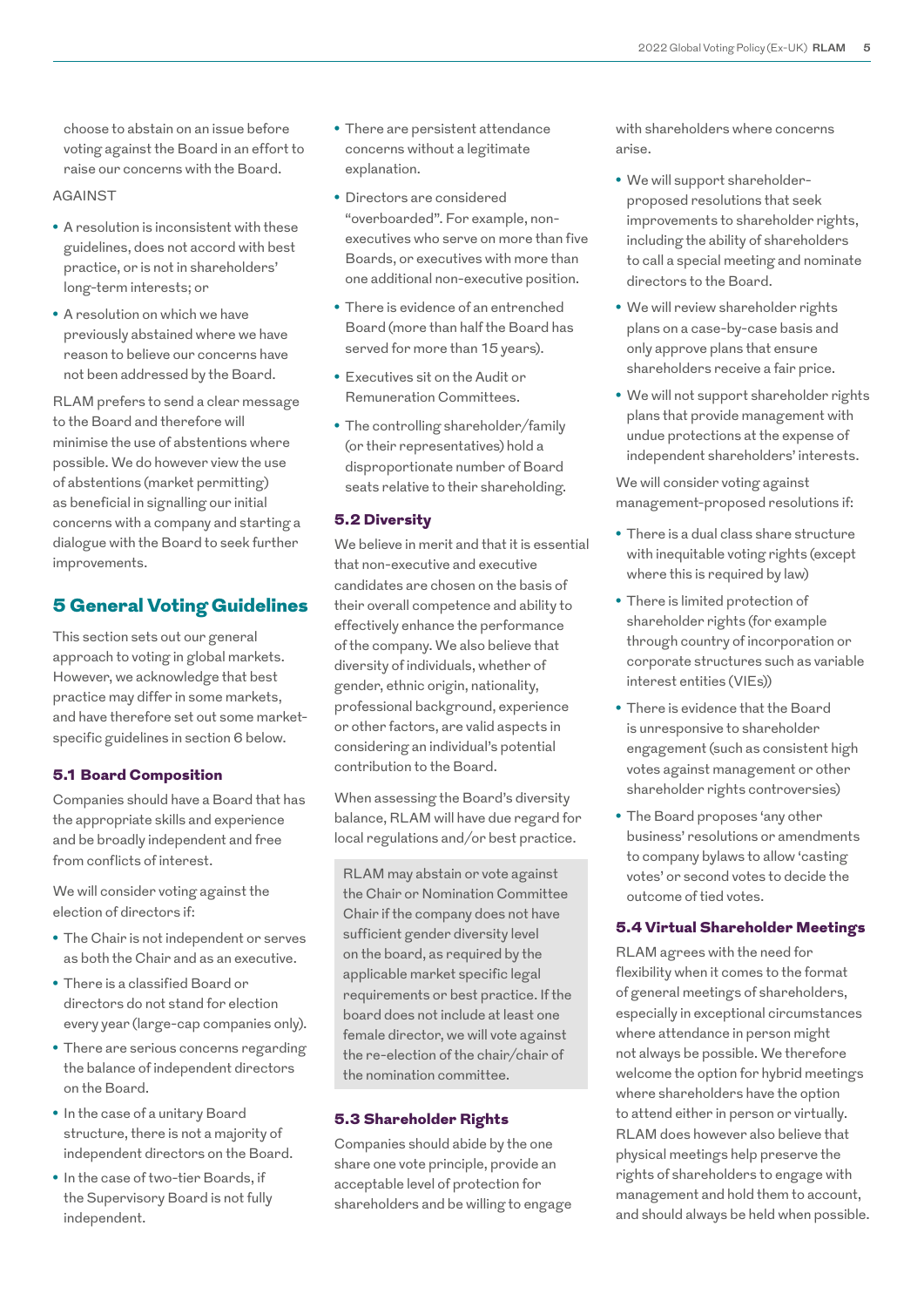choose to abstain on an issue before voting against the Board in an effort to raise our concerns with the Board.

AGAINST

- A resolution is inconsistent with these guidelines, does not accord with best practice, or is not in shareholders' long-term interests; or
- A resolution on which we have previously abstained where we have reason to believe our concerns have not been addressed by the Board.

RLAM prefers to send a clear message to the Board and therefore will minimise the use of abstentions where possible. We do however view the use of abstentions (market permitting) as beneficial in signalling our initial concerns with a company and starting a dialogue with the Board to seek further improvements.

## 5 General Voting Guidelines

This section sets out our general approach to voting in global markets. However, we acknowledge that best practice may differ in some markets, and have therefore set out some market-specific guidelines in section 6 below.

### 5.1 Board Composition

Companies should have a Board that has the appropriate skills and experience and be broadly independent and free from conflicts of interest.

We will consider voting against the election of directors if:

- The Chair is not independent or serves as both the Chair and as an executive.
- There is a classified Board or directors do not stand for election every year (large-cap companies only).
- There are serious concerns regarding the balance of independent directors on the Board.
- In the case of a unitary Board structure, there is not a majority of independent directors on the Board.
- In the case of two-tier Boards, if the Supervisory Board is not fully independent.
- There are persistent attendance concerns without a legitimate explanation.
- Directors are considered "overboarded". For example, non-executives who serve on more than five Boards, or executives with more than one additional non-executive position.
- There is evidence of an entrenched Board (more than half the Board has served for more than 15 years).
- Executives sit on the Audit or Remuneration Committees.
- The controlling shareholder/family (or their representatives) hold a disproportionate number of Board seats relative to their shareholding.

### 5.2 Diversity

We believe in merit and that it is essential that non-executive and executive candidates are chosen on the basis of their overall competence and ability to effectively enhance the performance of the company. We also believe that diversity of individuals, whether of gender, ethnic origin, nationality, professional background, experience or other factors, are valid aspects in considering an individual's potential contribution to the Board.

When assessing the Board's diversity balance, RLAM will have due regard for local regulations and/or best practice.

RLAM may abstain or vote against the Chair or Nomination Committee Chair if the company does not have sufficient gender diversity level on the board, as required by the applicable market specific legal requirements or best practice. If the board does not include at least one female director, we will vote against the re-election of the chair/chair of the nomination committee.

### 5.3 Shareholder Rights

Companies should abide by the one share one vote principle, provide an acceptable level of protection for shareholders and be willing to engage with shareholders where concerns arise.

- We will support shareholder-proposed resolutions that seek improvements to shareholder rights, including the ability of shareholders to call a special meeting and nominate directors to the Board.
- We will review shareholder rights plans on a case-by-case basis and only approve plans that ensure shareholders receive a fair price.
- We will not support shareholder rights plans that provide management with undue protections at the expense of independent shareholders' interests.

We will consider voting against management-proposed resolutions if:

- There is a dual class share structure with inequitable voting rights (except where this is required by law)
- There is limited protection of shareholder rights (for example through country of incorporation or corporate structures such as variable interest entities (VIEs))
- There is evidence that the Board is unresponsive to shareholder engagement (such as consistent high votes against management or other shareholder rights controversies)
- The Board proposes 'any other business' resolutions or amendments to company bylaws to allow 'casting votes' or second votes to decide the outcome of tied votes.

### 5.4 Virtual Shareholder Meetings

RLAM agrees with the need for flexibility when it comes to the format of general meetings of shareholders, especially in exceptional circumstances where attendance in person might not always be possible. We therefore welcome the option for hybrid meetings where shareholders have the option to attend either in person or virtually. RLAM does however also believe that physical meetings help preserve the rights of shareholders to engage with management and hold them to account, and should always be held when possible.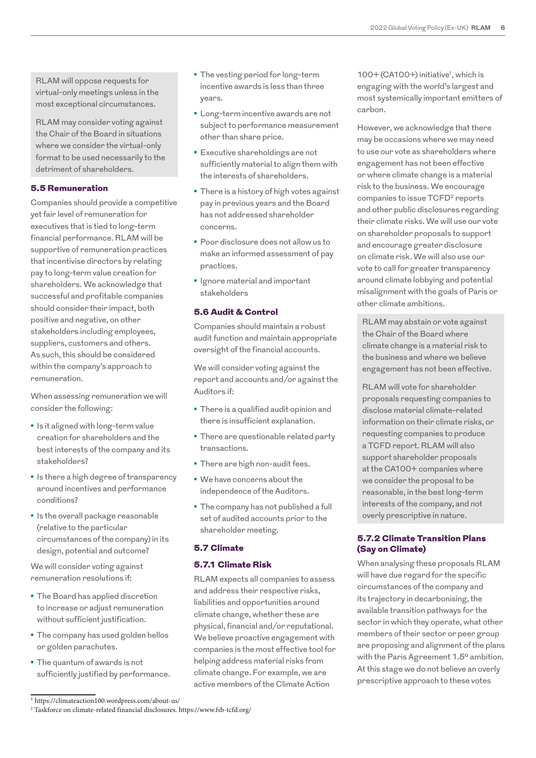RLAM will oppose requests for virtual-only meetings unless in the most exceptional circumstances.

RLAM may consider voting against the Chair of the Board in situations where we consider the virtual-only format to be used necessarily to the detriment of shareholders.

### 5.5 Remuneration

Companies should provide a competitive yet fair level of remuneration for executives that is tied to long-term financial performance. RLAM will be supportive of remuneration practices that incentivise directors by relating pay to long-term value creation for shareholders. We acknowledge that successful and profitable companies should consider their impact, both positive and negative, on other stakeholders including employees, suppliers, customers and others. As such, this should be considered within the company's approach to remuneration.

When assessing remuneration we will consider the following:

- Is it aligned with long-term value creation for shareholders and the best interests of the company and its stakeholders?
- Is there a high degree of transparency around incentives and performance conditions?
- Is the overall package reasonable (relative to the particular circumstances of the company) in its design, potential and outcome?

We will consider voting against remuneration resolutions if:

- The Board has applied discretion to increase or adjust remuneration without sufficient justification.
- The company has used golden hellos or golden parachutes.
- The quantum of awards is not sufficiently justified by performance.
- The vesting period for long-term incentive awards is less than three years.
- Long-term incentive awards are not subject to performance measurement other than share price.
- Executive shareholdings are not sufficiently material to align them with the interests of shareholders.
- There is a history of high votes against pay in previous years and the Board has not addressed shareholder concerns.
- Poor disclosure does not allow us to make an informed assessment of pay practices.
- Ignore material and important stakeholders

### 5.6 Audit & Control

Companies should maintain a robust audit function and maintain appropriate oversight of the financial accounts.

We will consider voting against the report and accounts and/or against the Auditors if:

- There is a qualified audit opinion and there is insufficient explanation.
- There are questionable related party transactions.
- There are high non-audit fees.
- We have concerns about the independence of the Auditors.
- The company has not published a full set of audited accounts prior to the shareholder meeting.

### 5.7 Climate

#### 5.7.1 Climate Risk

RLAM expects all companies to assess and address their respective risks, liabilities and opportunities around climate change, whether these are physical, financial and/or reputational. We believe proactive engagement with companies is the most effective tool for helping address material risks from climate change. For example, we are active members of the Climate Action 100+ (CA100+) initiative[1], which is engaging with the world's largest and most systemically important emitters of carbon.

However, we acknowledge that there may be occasions where we may need to use our vote as shareholders where engagement has not been effective or where climate change is a material risk to the business. We encourage companies to issue TCFD[2] reports and other public disclosures regarding their climate risks. We will use our vote on shareholder proposals to support and encourage greater disclosure on climate risk. We will also use our vote to call for greater transparency around climate lobbying and potential misalignment with the goals of Paris or other climate ambitions.

RLAM may abstain or vote against the Chair of the Board where climate change is a material risk to the business and where we believe engagement has not been effective.

RLAM will vote for shareholder proposals requesting companies to disclose material climate-related information on their climate risks, or requesting companies to produce a TCFD report. RLAM will also support shareholder proposals at the CA100+ companies where we consider the proposal to be reasonable, in the best long-term interests of the company, and not overly prescriptive in nature.

#### 5.7.2 Climate Transition Plans (Say on Climate)

When analysing these proposals RLAM will have due regard for the specific circumstances of the company and its trajectory in decarbonising, the available transition pathways for the sector in which they operate, what other members of their sector or peer group are proposing and alignment of the plans with the Paris Agreement 1.5º ambition. At this stage we do not believe an overly prescriptive approach to these votes

[1] https://climateaction100.wordpress.com/about-us/

[2] Taskforce on climate-related financial disclosures. https://www.fsb-tcfd.org/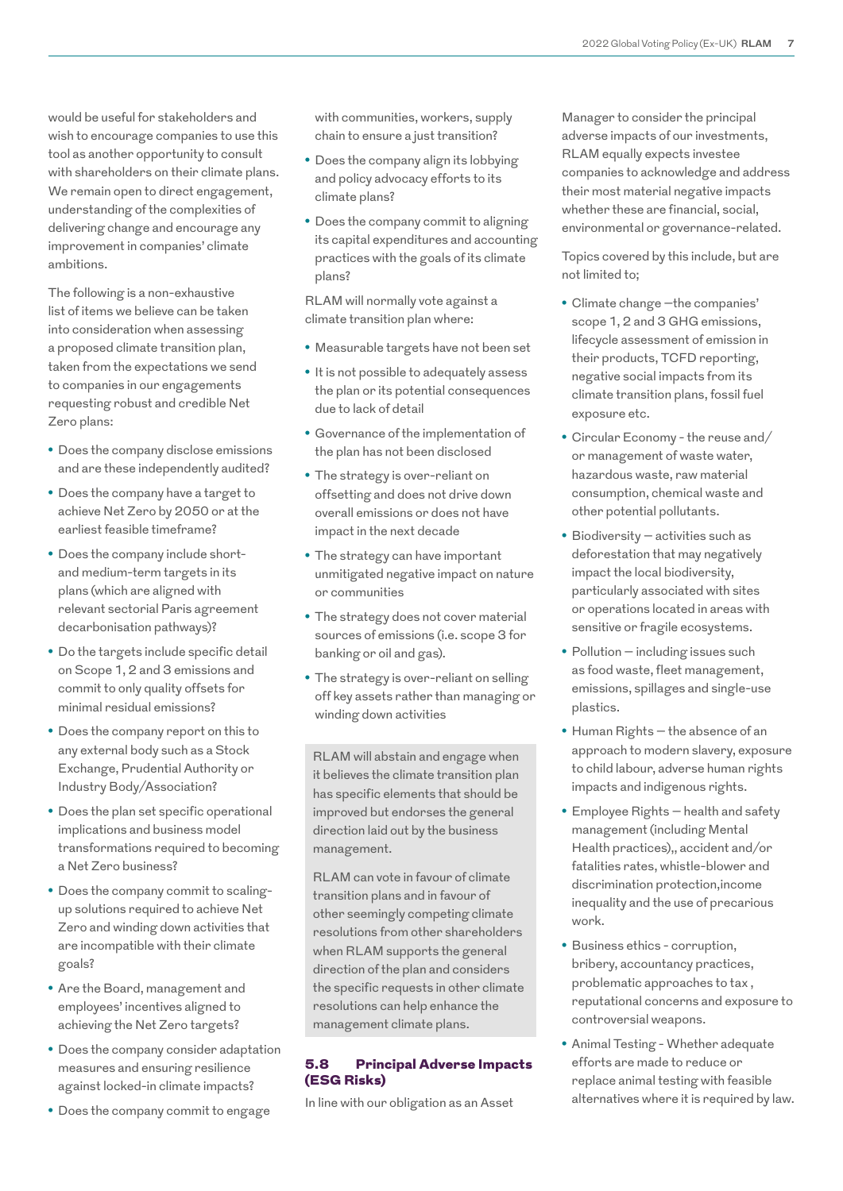would be useful for stakeholders and wish to encourage companies to use this tool as another opportunity to consult with shareholders on their climate plans. We remain open to direct engagement, understanding of the complexities of delivering change and encourage any improvement in companies' climate ambitions.

The following is a non-exhaustive list of items we believe can be taken into consideration when assessing a proposed climate transition plan, taken from the expectations we send to companies in our engagements requesting robust and credible Net Zero plans:

- Does the company disclose emissions and are these independently audited?
- Does the company have a target to achieve Net Zero by 2050 or at the earliest feasible timeframe?
- Does the company include short- and medium-term targets in its plans (which are aligned with relevant sectorial Paris agreement decarbonisation pathways)?
- Do the targets include specific detail on Scope 1, 2 and 3 emissions and commit to only quality offsets for minimal residual emissions?
- Does the company report on this to any external body such as a Stock Exchange, Prudential Authority or Industry Body/Association?
- Does the plan set specific operational implications and business model transformations required to becoming a Net Zero business?
- Does the company commit to scaling-up solutions required to achieve Net Zero and winding down activities that are incompatible with their climate goals?
- Are the Board, management and employees' incentives aligned to achieving the Net Zero targets?
- Does the company consider adaptation measures and ensuring resilience against locked-in climate impacts?
- Does the company commit to engage with communities, workers, supply chain to ensure a just transition?
- Does the company align its lobbying and policy advocacy efforts to its climate plans?
- Does the company commit to aligning its capital expenditures and accounting practices with the goals of its climate plans?

RLAM will normally vote against a climate transition plan where:

- Measurable targets have not been set
- It is not possible to adequately assess the plan or its potential consequences due to lack of detail
- Governance of the implementation of the plan has not been disclosed
- The strategy is over-reliant on offsetting and does not drive down overall emissions or does not have impact in the next decade
- The strategy can have important unmitigated negative impact on nature or communities
- The strategy does not cover material sources of emissions (i.e. scope 3 for banking or oil and gas).
- The strategy is over-reliant on selling off key assets rather than managing or winding down activities

RLAM will abstain and engage when it believes the climate transition plan has specific elements that should be improved but endorses the general direction laid out by the business management.

RLAM can vote in favour of climate transition plans and in favour of other seemingly competing climate resolutions from other shareholders when RLAM supports the general direction of the plan and considers the specific requests in other climate resolutions can help enhance the management climate plans.

## 5.8 Principal Adverse Impacts (ESG Risks)

In line with our obligation as an Asset Manager to consider the principal adverse impacts of our investments, RLAM equally expects investee companies to acknowledge and address their most material negative impacts whether these are financial, social, environmental or governance-related.

Topics covered by this include, but are not limited to;

- Climate change —the companies' scope 1, 2 and 3 GHG emissions, lifecycle assessment of emission in their products, TCFD reporting, negative social impacts from its climate transition plans, fossil fuel exposure etc.
- Circular Economy - the reuse and/or management of waste water, hazardous waste, raw material consumption, chemical waste and other potential pollutants.
- Biodiversity — activities such as deforestation that may negatively impact the local biodiversity, particularly associated with sites or operations located in areas with sensitive or fragile ecosystems.
- Pollution — including issues such as food waste, fleet management, emissions, spillages and single-use plastics.
- Human Rights — the absence of an approach to modern slavery, exposure to child labour, adverse human rights impacts and indigenous rights.
- Employee Rights — health and safety management (including Mental Health practices),, accident and/or fatalities rates, whistle-blower and discrimination protection,income inequality and the use of precarious work.
- Business ethics - corruption, bribery, accountancy practices, problematic approaches to tax , reputational concerns and exposure to controversial weapons.
- Animal Testing - Whether adequate efforts are made to reduce or replace animal testing with feasible alternatives where it is required by law.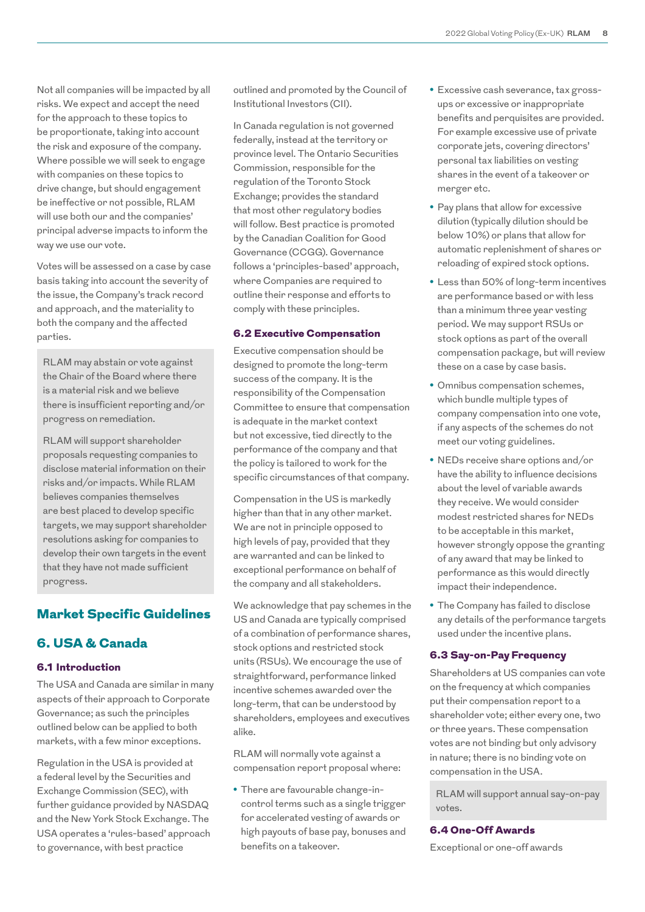Not all companies will be impacted by all risks. We expect and accept the need for the approach to these topics to be proportionate, taking into account the risk and exposure of the company. Where possible we will seek to engage with companies on these topics to drive change, but should engagement be ineffective or not possible, RLAM will use both our and the companies' principal adverse impacts to inform the way we use our vote.

Votes will be assessed on a case by case basis taking into account the severity of the issue, the Company's track record and approach, and the materiality to both the company and the affected parties.

> RLAM may abstain or vote against the Chair of the Board where there is a material risk and we believe there is insufficient reporting and/or progress on remediation.
>
> RLAM will support shareholder proposals requesting companies to disclose material information on their risks and/or impacts. While RLAM believes companies themselves are best placed to develop specific targets, we may support shareholder resolutions asking for companies to develop their own targets in the event that they have not made sufficient progress.

# Market Specific Guidelines

## 6. USA & Canada

### 6.1 Introduction

The USA and Canada are similar in many aspects of their approach to Corporate Governance; as such the principles outlined below can be applied to both markets, with a few minor exceptions.

Regulation in the USA is provided at a federal level by the Securities and Exchange Commission (SEC), with further guidance provided by NASDAQ and the New York Stock Exchange. The USA operates a 'rules-based' approach to governance, with best practice outlined and promoted by the Council of Institutional Investors (CII).

In Canada regulation is not governed federally, instead at the territory or province level. The Ontario Securities Commission, responsible for the regulation of the Toronto Stock Exchange; provides the standard that most other regulatory bodies will follow. Best practice is promoted by the Canadian Coalition for Good Governance (CCGG). Governance follows a 'principles-based' approach, where Companies are required to outline their response and efforts to comply with these principles.

### 6.2 Executive Compensation

Executive compensation should be designed to promote the long-term success of the company. It is the responsibility of the Compensation Committee to ensure that compensation is adequate in the market context but not excessive, tied directly to the performance of the company and that the policy is tailored to work for the specific circumstances of that company.

Compensation in the US is markedly higher than that in any other market. We are not in principle opposed to high levels of pay, provided that they are warranted and can be linked to exceptional performance on behalf of the company and all stakeholders.

We acknowledge that pay schemes in the US and Canada are typically comprised of a combination of performance shares, stock options and restricted stock units (RSUs). We encourage the use of straightforward, performance linked incentive schemes awarded over the long-term, that can be understood by shareholders, employees and executives alike.

RLAM will normally vote against a compensation report proposal where:

- There are favourable change-in-control terms such as a single trigger for accelerated vesting of awards or high payouts of base pay, bonuses and benefits on a takeover.
- Excessive cash severance, tax gross-ups or excessive or inappropriate benefits and perquisites are provided. For example excessive use of private corporate jets, covering directors' personal tax liabilities on vesting shares in the event of a takeover or merger etc.
- Pay plans that allow for excessive dilution (typically dilution should be below 10%) or plans that allow for automatic replenishment of shares or reloading of expired stock options.
- Less than 50% of long-term incentives are performance based or with less than a minimum three year vesting period. We may support RSUs or stock options as part of the overall compensation package, but will review these on a case by case basis.
- Omnibus compensation schemes, which bundle multiple types of company compensation into one vote, if any aspects of the schemes do not meet our voting guidelines.
- NEDs receive share options and/or have the ability to influence decisions about the level of variable awards they receive. We would consider modest restricted shares for NEDs to be acceptable in this market, however strongly oppose the granting of any award that may be linked to performance as this would directly impact their independence.
- The Company has failed to disclose any details of the performance targets used under the incentive plans.

### 6.3 Say-on-Pay Frequency

Shareholders at US companies can vote on the frequency at which companies put their compensation report to a shareholder vote; either every one, two or three years. These compensation votes are not binding but only advisory in nature; there is no binding vote on compensation in the USA.

> RLAM will support annual say-on-pay votes.

### 6.4 One-Off Awards

Exceptional or one-off awards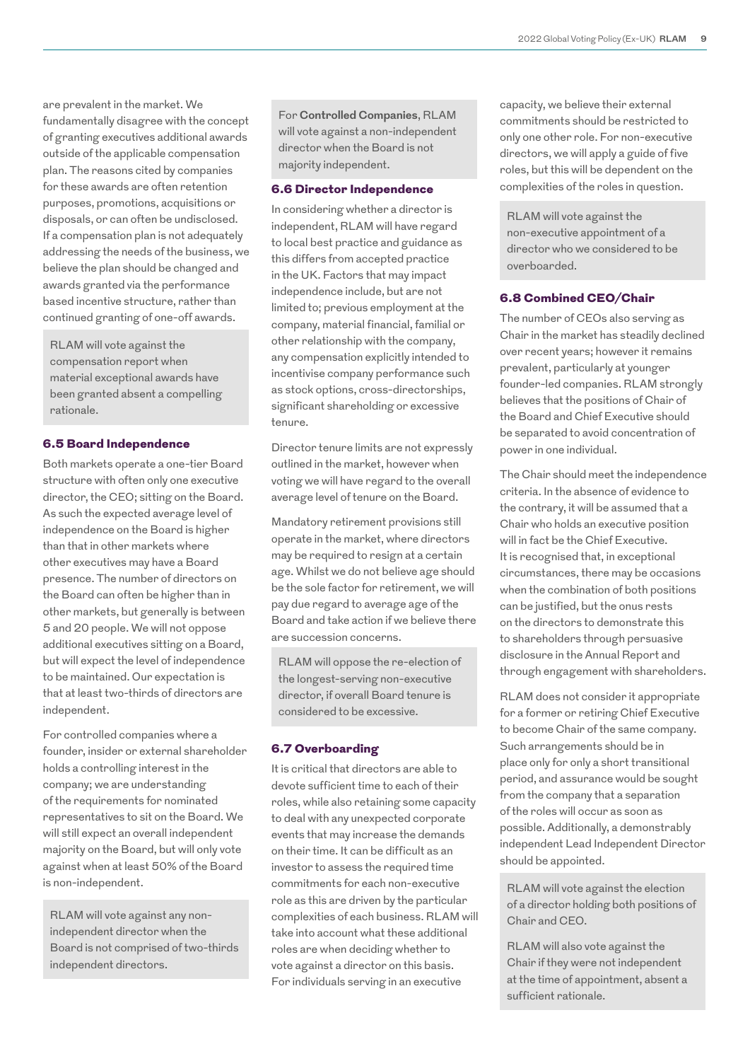are prevalent in the market. We fundamentally disagree with the concept of granting executives additional awards outside of the applicable compensation plan. The reasons cited by companies for these awards are often retention purposes, promotions, acquisitions or disposals, or can often be undisclosed. If a compensation plan is not adequately addressing the needs of the business, we believe the plan should be changed and awards granted via the performance based incentive structure, rather than continued granting of one-off awards.

> RLAM will vote against the compensation report when material exceptional awards have been granted absent a compelling rationale.

### 6.5 Board Independence

Both markets operate a one-tier Board structure with often only one executive director, the CEO; sitting on the Board. As such the expected average level of independence on the Board is higher than that in other markets where other executives may have a Board presence. The number of directors on the Board can often be higher than in other markets, but generally is between 5 and 20 people. We will not oppose additional executives sitting on a Board, but will expect the level of independence to be maintained. Our expectation is that at least two-thirds of directors are independent.

For controlled companies where a founder, insider or external shareholder holds a controlling interest in the company; we are understanding of the requirements for nominated representatives to sit on the Board. We will still expect an overall independent majority on the Board, but will only vote against when at least 50% of the Board is non-independent.

> RLAM will vote against any non-independent director when the Board is not comprised of two-thirds independent directors.

> For **Controlled Companies**, RLAM will vote against a non-independent director when the Board is not majority independent.

### 6.6 Director Independence

In considering whether a director is independent, RLAM will have regard to local best practice and guidance as this differs from accepted practice in the UK. Factors that may impact independence include, but are not limited to; previous employment at the company, material financial, familial or other relationship with the company, any compensation explicitly intended to incentivise company performance such as stock options, cross-directorships, significant shareholding or excessive tenure.

Director tenure limits are not expressly outlined in the market, however when voting we will have regard to the overall average level of tenure on the Board.

Mandatory retirement provisions still operate in the market, where directors may be required to resign at a certain age. Whilst we do not believe age should be the sole factor for retirement, we will pay due regard to average age of the Board and take action if we believe there are succession concerns.

> RLAM will oppose the re-election of the longest-serving non-executive director, if overall Board tenure is considered to be excessive.

### 6.7 Overboarding

It is critical that directors are able to devote sufficient time to each of their roles, while also retaining some capacity to deal with any unexpected corporate events that may increase the demands on their time. It can be difficult as an investor to assess the required time commitments for each non-executive role as this are driven by the particular complexities of each business. RLAM will take into account what these additional roles are when deciding whether to vote against a director on this basis. For individuals serving in an executive capacity, we believe their external commitments should be restricted to only one other role. For non-executive directors, we will apply a guide of five roles, but this will be dependent on the complexities of the roles in question.

> RLAM will vote against the non-executive appointment of a director who we considered to be overboarded.

### 6.8 Combined CEO/Chair

The number of CEOs also serving as Chair in the market has steadily declined over recent years; however it remains prevalent, particularly at younger founder-led companies. RLAM strongly believes that the positions of Chair of the Board and Chief Executive should be separated to avoid concentration of power in one individual.

The Chair should meet the independence criteria. In the absence of evidence to the contrary, it will be assumed that a Chair who holds an executive position will in fact be the Chief Executive. It is recognised that, in exceptional circumstances, there may be occasions when the combination of both positions can be justified, but the onus rests on the directors to demonstrate this to shareholders through persuasive disclosure in the Annual Report and through engagement with shareholders.

RLAM does not consider it appropriate for a former or retiring Chief Executive to become Chair of the same company. Such arrangements should be in place only for only a short transitional period, and assurance would be sought from the company that a separation of the roles will occur as soon as possible. Additionally, a demonstrably independent Lead Independent Director should be appointed.

> RLAM will vote against the election of a director holding both positions of Chair and CEO.
>
> RLAM will also vote against the Chair if they were not independent at the time of appointment, absent a sufficient rationale.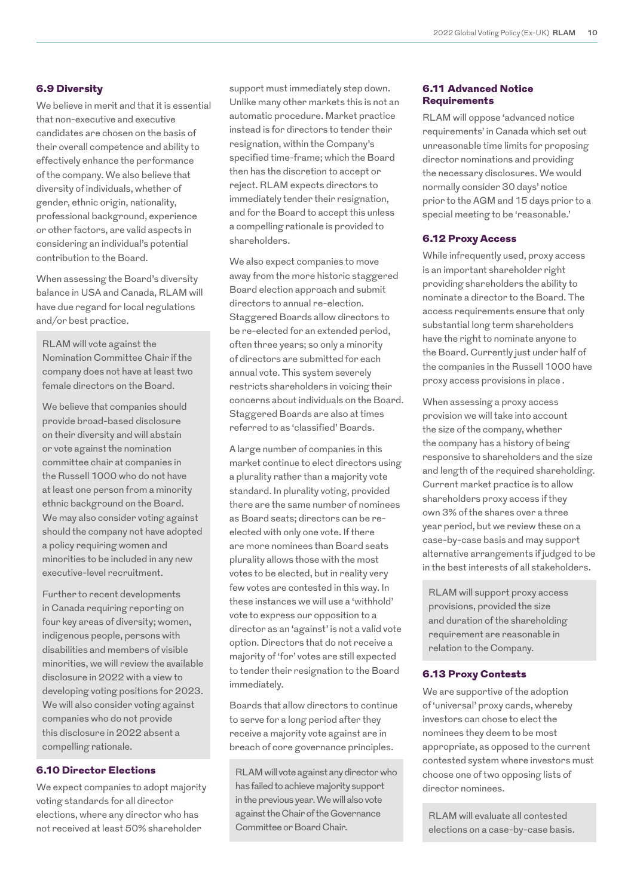### 6.9 Diversity

We believe in merit and that it is essential that non-executive and executive candidates are chosen on the basis of their overall competence and ability to effectively enhance the performance of the company. We also believe that diversity of individuals, whether of gender, ethnic origin, nationality, professional background, experience or other factors, are valid aspects in considering an individual's potential contribution to the Board.

When assessing the Board's diversity balance in USA and Canada, RLAM will have due regard for local regulations and/or best practice.

> RLAM will vote against the Nomination Committee Chair if the company does not have at least two female directors on the Board.
>
> We believe that companies should provide broad-based disclosure on their diversity and will abstain or vote against the nomination committee chair at companies in the Russell 1000 who do not have at least one person from a minority ethnic background on the Board. We may also consider voting against should the company not have adopted a policy requiring women and minorities to be included in any new executive-level recruitment.
>
> Further to recent developments in Canada requiring reporting on four key areas of diversity; women, indigenous people, persons with disabilities and members of visible minorities, we will review the available disclosure in 2022 with a view to developing voting positions for 2023. We will also consider voting against companies who do not provide this disclosure in 2022 absent a compelling rationale.

### 6.10 Director Elections

We expect companies to adopt majority voting standards for all director elections, where any director who has not received at least 50% shareholder support must immediately step down. Unlike many other markets this is not an automatic procedure. Market practice instead is for directors to tender their resignation, within the Company's specified time-frame; which the Board then has the discretion to accept or reject. RLAM expects directors to immediately tender their resignation, and for the Board to accept this unless a compelling rationale is provided to shareholders.

We also expect companies to move away from the more historic staggered Board election approach and submit directors to annual re-election. Staggered Boards allow directors to be re-elected for an extended period, often three years; so only a minority of directors are submitted for each annual vote. This system severely restricts shareholders in voicing their concerns about individuals on the Board. Staggered Boards are also at times referred to as 'classified' Boards.

A large number of companies in this market continue to elect directors using a plurality rather than a majority vote standard. In plurality voting, provided there are the same number of nominees as Board seats; directors can be re-elected with only one vote. If there are more nominees than Board seats plurality allows those with the most votes to be elected, but in reality very few votes are contested in this way. In these instances we will use a 'withhold' vote to express our opposition to a director as an 'against' is not a valid vote option. Directors that do not receive a majority of 'for' votes are still expected to tender their resignation to the Board immediately.

Boards that allow directors to continue to serve for a long period after they receive a majority vote against are in breach of core governance principles.

> RLAM will vote against any director who has failed to achieve majority support in the previous year. We will also vote against the Chair of the Governance Committee or Board Chair.

### 6.11 Advanced Notice Requirements

RLAM will oppose 'advanced notice requirements' in Canada which set out unreasonable time limits for proposing director nominations and providing the necessary disclosures. We would normally consider 30 days' notice prior to the AGM and 15 days prior to a special meeting to be 'reasonable.'

### 6.12 Proxy Access

While infrequently used, proxy access is an important shareholder right providing shareholders the ability to nominate a director to the Board. The access requirements ensure that only substantial long term shareholders have the right to nominate anyone to the Board. Currently just under half of the companies in the Russell 1000 have proxy access provisions in place .

When assessing a proxy access provision we will take into account the size of the company, whether the company has a history of being responsive to shareholders and the size and length of the required shareholding. Current market practice is to allow shareholders proxy access if they own 3% of the shares over a three year period, but we review these on a case-by-case basis and may support alternative arrangements if judged to be in the best interests of all stakeholders.

> RLAM will support proxy access provisions, provided the size and duration of the shareholding requirement are reasonable in relation to the Company.

### 6.13 Proxy Contests

We are supportive of the adoption of 'universal' proxy cards, whereby investors can chose to elect the nominees they deem to be most appropriate, as opposed to the current contested system where investors must choose one of two opposing lists of director nominees.

> RLAM will evaluate all contested elections on a case-by-case basis.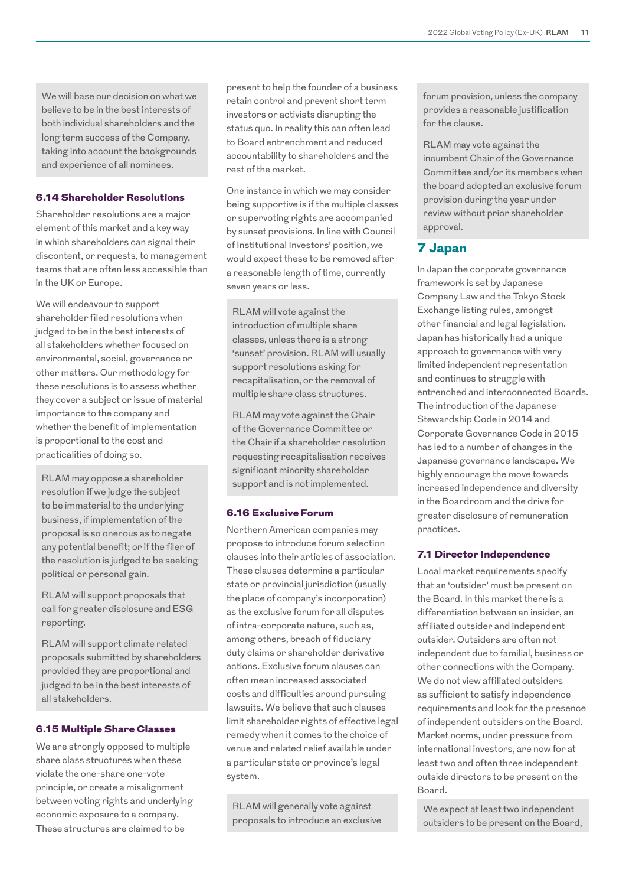We will base our decision on what we believe to be in the best interests of both individual shareholders and the long term success of the Company, taking into account the backgrounds and experience of all nominees.

### 6.14 Shareholder Resolutions

Shareholder resolutions are a major element of this market and a key way in which shareholders can signal their discontent, or requests, to management teams that are often less accessible than in the UK or Europe.

We will endeavour to support shareholder filed resolutions when judged to be in the best interests of all stakeholders whether focused on environmental, social, governance or other matters. Our methodology for these resolutions is to assess whether they cover a subject or issue of material importance to the company and whether the benefit of implementation is proportional to the cost and practicalities of doing so.

RLAM may oppose a shareholder resolution if we judge the subject to be immaterial to the underlying business, if implementation of the proposal is so onerous as to negate any potential benefit; or if the filer of the resolution is judged to be seeking political or personal gain.

RLAM will support proposals that call for greater disclosure and ESG reporting.

RLAM will support climate related proposals submitted by shareholders provided they are proportional and judged to be in the best interests of all stakeholders.

### 6.15 Multiple Share Classes

We are strongly opposed to multiple share class structures when these violate the one-share one-vote principle, or create a misalignment between voting rights and underlying economic exposure to a company. These structures are claimed to be present to help the founder of a business retain control and prevent short term investors or activists disrupting the status quo. In reality this can often lead to Board entrenchment and reduced accountability to shareholders and the rest of the market.

One instance in which we may consider being supportive is if the multiple classes or supervoting rights are accompanied by sunset provisions. In line with Council of Institutional Investors' position, we would expect these to be removed after a reasonable length of time, currently seven years or less.

RLAM will vote against the introduction of multiple share classes, unless there is a strong 'sunset' provision. RLAM will usually support resolutions asking for recapitalisation, or the removal of multiple share class structures.

RLAM may vote against the Chair of the Governance Committee or the Chair if a shareholder resolution requesting recapitalisation receives significant minority shareholder support and is not implemented.

### 6.16 Exclusive Forum

Northern American companies may propose to introduce forum selection clauses into their articles of association. These clauses determine a particular state or provincial jurisdiction (usually the place of company's incorporation) as the exclusive forum for all disputes of intra-corporate nature, such as, among others, breach of fiduciary duty claims or shareholder derivative actions. Exclusive forum clauses can often mean increased associated costs and difficulties around pursuing lawsuits. We believe that such clauses limit shareholder rights of effective legal remedy when it comes to the choice of venue and related relief available under a particular state or province's legal system.

RLAM will generally vote against proposals to introduce an exclusive forum provision, unless the company provides a reasonable justification for the clause.

RLAM may vote against the incumbent Chair of the Governance Committee and/or its members when the board adopted an exclusive forum provision during the year under review without prior shareholder approval.

## 7 Japan

In Japan the corporate governance framework is set by Japanese Company Law and the Tokyo Stock Exchange listing rules, amongst other financial and legal legislation. Japan has historically had a unique approach to governance with very limited independent representation and continues to struggle with entrenched and interconnected Boards. The introduction of the Japanese Stewardship Code in 2014 and Corporate Governance Code in 2015 has led to a number of changes in the Japanese governance landscape. We highly encourage the move towards increased independence and diversity in the Boardroom and the drive for greater disclosure of remuneration practices.

### 7.1 Director Independence

Local market requirements specify that an 'outsider' must be present on the Board. In this market there is a differentiation between an insider, an affiliated outsider and independent outsider. Outsiders are often not independent due to familial, business or other connections with the Company. We do not view affiliated outsiders as sufficient to satisfy independence requirements and look for the presence of independent outsiders on the Board. Market norms, under pressure from international investors, are now for at least two and often three independent outside directors to be present on the Board.

We expect at least two independent outsiders to be present on the Board,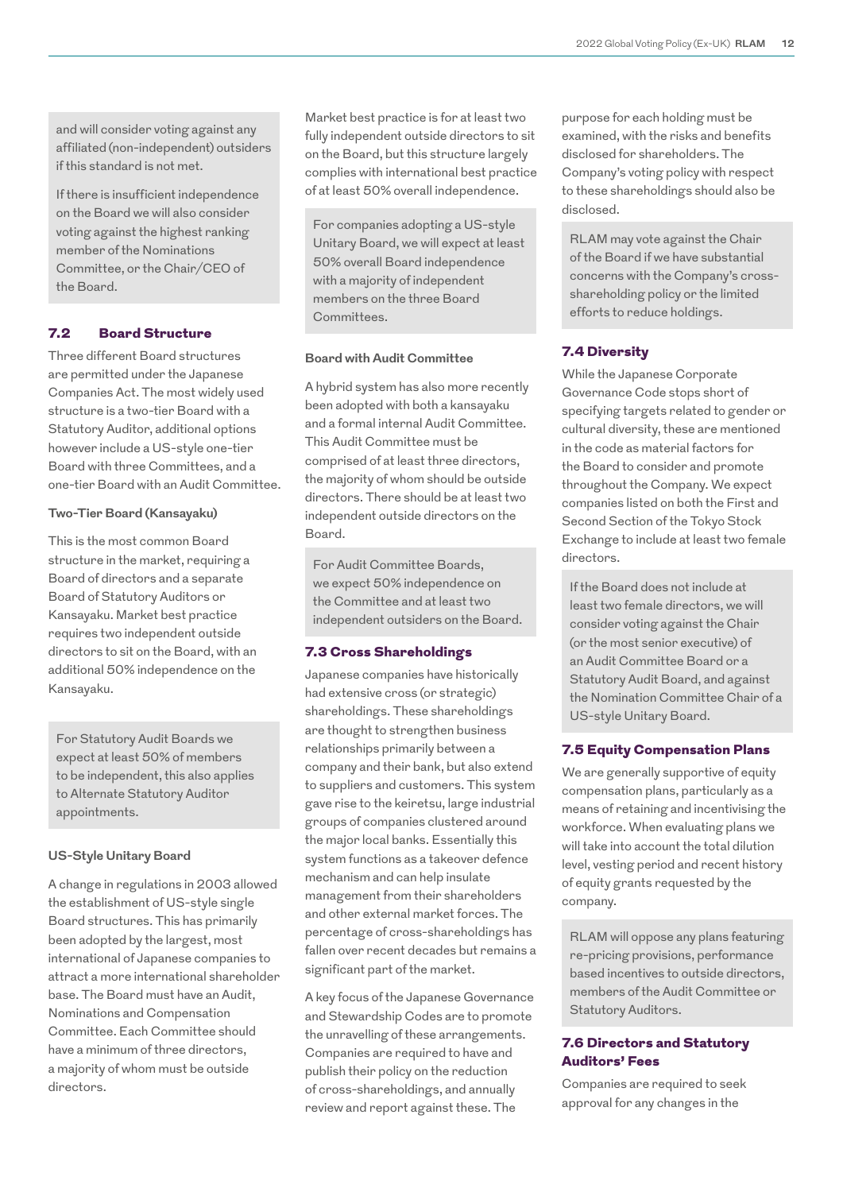and will consider voting against any affiliated (non-independent) outsiders if this standard is not met.

If there is insufficient independence on the Board we will also consider voting against the highest ranking member of the Nominations Committee, or the Chair/CEO of the Board.

## 7.2 Board Structure

Three different Board structures are permitted under the Japanese Companies Act. The most widely used structure is a two-tier Board with a Statutory Auditor, additional options however include a US-style one-tier Board with three Committees, and a one-tier Board with an Audit Committee.

**Two-Tier Board (Kansayaku)**

This is the most common Board structure in the market, requiring a Board of directors and a separate Board of Statutory Auditors or Kansayaku. Market best practice requires two independent outside directors to sit on the Board, with an additional 50% independence on the Kansayaku.

For Statutory Audit Boards we expect at least 50% of members to be independent, this also applies to Alternate Statutory Auditor appointments.

**US-Style Unitary Board**

A change in regulations in 2003 allowed the establishment of US-style single Board structures. This has primarily been adopted by the largest, most international of Japanese companies to attract a more international shareholder base. The Board must have an Audit, Nominations and Compensation Committee. Each Committee should have a minimum of three directors, a majority of whom must be outside directors.

Market best practice is for at least two fully independent outside directors to sit on the Board, but this structure largely complies with international best practice of at least 50% overall independence.

For companies adopting a US-style Unitary Board, we will expect at least 50% overall Board independence with a majority of independent members on the three Board Committees.

**Board with Audit Committee**

A hybrid system has also more recently been adopted with both a kansayaku and a formal internal Audit Committee. This Audit Committee must be comprised of at least three directors, the majority of whom should be outside directors. There should be at least two independent outside directors on the Board.

For Audit Committee Boards, we expect 50% independence on the Committee and at least two independent outsiders on the Board.

## 7.3 Cross Shareholdings

Japanese companies have historically had extensive cross (or strategic) shareholdings. These shareholdings are thought to strengthen business relationships primarily between a company and their bank, but also extend to suppliers and customers. This system gave rise to the keiretsu, large industrial groups of companies clustered around the major local banks. Essentially this system functions as a takeover defence mechanism and can help insulate management from their shareholders and other external market forces. The percentage of cross-shareholdings has fallen over recent decades but remains a significant part of the market.

A key focus of the Japanese Governance and Stewardship Codes are to promote the unravelling of these arrangements. Companies are required to have and publish their policy on the reduction of cross-shareholdings, and annually review and report against these. The purpose for each holding must be examined, with the risks and benefits disclosed for shareholders. The Company's voting policy with respect to these shareholdings should also be disclosed.

RLAM may vote against the Chair of the Board if we have substantial concerns with the Company's cross-shareholding policy or the limited efforts to reduce holdings.

## 7.4 Diversity

While the Japanese Corporate Governance Code stops short of specifying targets related to gender or cultural diversity, these are mentioned in the code as material factors for the Board to consider and promote throughout the Company. We expect companies listed on both the First and Second Section of the Tokyo Stock Exchange to include at least two female directors.

If the Board does not include at least two female directors, we will consider voting against the Chair (or the most senior executive) of an Audit Committee Board or a Statutory Audit Board, and against the Nomination Committee Chair of a US-style Unitary Board.

## 7.5 Equity Compensation Plans

We are generally supportive of equity compensation plans, particularly as a means of retaining and incentivising the workforce. When evaluating plans we will take into account the total dilution level, vesting period and recent history of equity grants requested by the company.

RLAM will oppose any plans featuring re-pricing provisions, performance based incentives to outside directors, members of the Audit Committee or Statutory Auditors.

## 7.6 Directors and Statutory Auditors' Fees

Companies are required to seek approval for any changes in the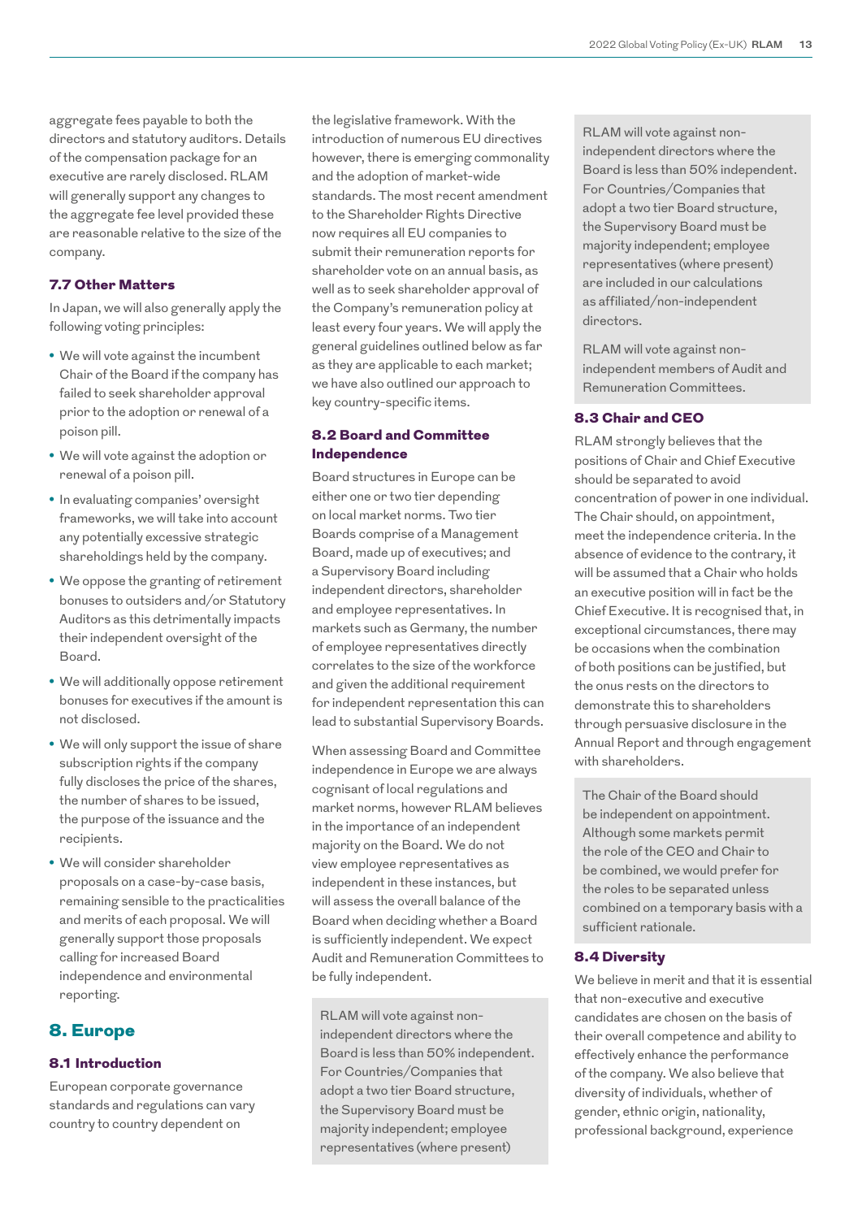aggregate fees payable to both the directors and statutory auditors. Details of the compensation package for an executive are rarely disclosed. RLAM will generally support any changes to the aggregate fee level provided these are reasonable relative to the size of the company.

### 7.7 Other Matters

In Japan, we will also generally apply the following voting principles:

- We will vote against the incumbent Chair of the Board if the company has failed to seek shareholder approval prior to the adoption or renewal of a poison pill.
- We will vote against the adoption or renewal of a poison pill.
- In evaluating companies' oversight frameworks, we will take into account any potentially excessive strategic shareholdings held by the company.
- We oppose the granting of retirement bonuses to outsiders and/or Statutory Auditors as this detrimentally impacts their independent oversight of the Board.
- We will additionally oppose retirement bonuses for executives if the amount is not disclosed.
- We will only support the issue of share subscription rights if the company fully discloses the price of the shares, the number of shares to be issued, the purpose of the issuance and the recipients.
- We will consider shareholder proposals on a case-by-case basis, remaining sensible to the practicalities and merits of each proposal. We will generally support those proposals calling for increased Board independence and environmental reporting.

## 8. Europe

### 8.1 Introduction

European corporate governance standards and regulations can vary country to country dependent on the legislative framework. With the introduction of numerous EU directives however, there is emerging commonality and the adoption of market-wide standards. The most recent amendment to the Shareholder Rights Directive now requires all EU companies to submit their remuneration reports for shareholder vote on an annual basis, as well as to seek shareholder approval of the Company's remuneration policy at least every four years. We will apply the general guidelines outlined below as far as they are applicable to each market; we have also outlined our approach to key country-specific items.

### 8.2 Board and Committee Independence

Board structures in Europe can be either one or two tier depending on local market norms. Two tier Boards comprise of a Management Board, made up of executives; and a Supervisory Board including independent directors, shareholder and employee representatives. In markets such as Germany, the number of employee representatives directly correlates to the size of the workforce and given the additional requirement for independent representation this can lead to substantial Supervisory Boards.

When assessing Board and Committee independence in Europe we are always cognisant of local regulations and market norms, however RLAM believes in the importance of an independent majority on the Board. We do not view employee representatives as independent in these instances, but will assess the overall balance of the Board when deciding whether a Board is sufficiently independent. We expect Audit and Remuneration Committees to be fully independent.

RLAM will vote against non-independent directors where the Board is less than 50% independent. For Countries/Companies that adopt a two tier Board structure, the Supervisory Board must be majority independent; employee representatives (where present) are included in our calculations as affiliated/non-independent directors.

RLAM will vote against non-independent members of Audit and Remuneration Committees.

### 8.3 Chair and CEO

RLAM strongly believes that the positions of Chair and Chief Executive should be separated to avoid concentration of power in one individual. The Chair should, on appointment, meet the independence criteria. In the absence of evidence to the contrary, it will be assumed that a Chair who holds an executive position will in fact be the Chief Executive. It is recognised that, in exceptional circumstances, there may be occasions when the combination of both positions can be justified, but the onus rests on the directors to demonstrate this to shareholders through persuasive disclosure in the Annual Report and through engagement with shareholders.

The Chair of the Board should be independent on appointment. Although some markets permit the role of the CEO and Chair to be combined, we would prefer for the roles to be separated unless combined on a temporary basis with a sufficient rationale.

### 8.4 Diversity

We believe in merit and that it is essential that non-executive and executive candidates are chosen on the basis of their overall competence and ability to effectively enhance the performance of the company. We also believe that diversity of individuals, whether of gender, ethnic origin, nationality, professional background, experience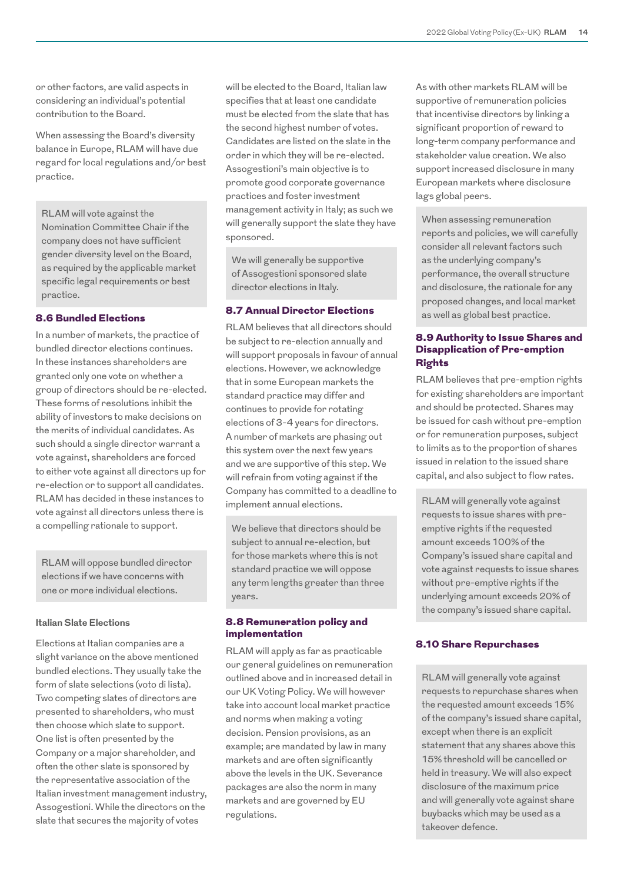or other factors, are valid aspects in considering an individual's potential contribution to the Board.

When assessing the Board's diversity balance in Europe, RLAM will have due regard for local regulations and/or best practice.

> RLAM will vote against the Nomination Committee Chair if the company does not have sufficient gender diversity level on the Board, as required by the applicable market specific legal requirements or best practice.

### 8.6 Bundled Elections

In a number of markets, the practice of bundled director elections continues. In these instances shareholders are granted only one vote on whether a group of directors should be re-elected. These forms of resolutions inhibit the ability of investors to make decisions on the merits of individual candidates. As such should a single director warrant a vote against, shareholders are forced to either vote against all directors up for re-election or to support all candidates. RLAM has decided in these instances to vote against all directors unless there is a compelling rationale to support.

> RLAM will oppose bundled director elections if we have concerns with one or more individual elections.

#### Italian Slate Elections

Elections at Italian companies are a slight variance on the above mentioned bundled elections. They usually take the form of slate selections (voto di lista). Two competing slates of directors are presented to shareholders, who must then choose which slate to support. One list is often presented by the Company or a major shareholder, and often the other slate is sponsored by the representative association of the Italian investment management industry, Assogestioni. While the directors on the slate that secures the majority of votes will be elected to the Board, Italian law specifies that at least one candidate must be elected from the slate that has the second highest number of votes. Candidates are listed on the slate in the order in which they will be re-elected. Assogestioni's main objective is to promote good corporate governance practices and foster investment management activity in Italy; as such we will generally support the slate they have sponsored.

> We will generally be supportive of Assogestioni sponsored slate director elections in Italy.

### 8.7 Annual Director Elections

RLAM believes that all directors should be subject to re-election annually and will support proposals in favour of annual elections. However, we acknowledge that in some European markets the standard practice may differ and continues to provide for rotating elections of 3-4 years for directors. A number of markets are phasing out this system over the next few years and we are supportive of this step. We will refrain from voting against if the Company has committed to a deadline to implement annual elections.

> We believe that directors should be subject to annual re-election, but for those markets where this is not standard practice we will oppose any term lengths greater than three years.

### 8.8 Remuneration policy and implementation

RLAM will apply as far as practicable our general guidelines on remuneration outlined above and in increased detail in our UK Voting Policy. We will however take into account local market practice and norms when making a voting decision. Pension provisions, as an example; are mandated by law in many markets and are often significantly above the levels in the UK. Severance packages are also the norm in many markets and are governed by EU regulations.

As with other markets RLAM will be supportive of remuneration policies that incentivise directors by linking a significant proportion of reward to long-term company performance and stakeholder value creation. We also support increased disclosure in many European markets where disclosure lags global peers.

> When assessing remuneration reports and policies, we will carefully consider all relevant factors such as the underlying company's performance, the overall structure and disclosure, the rationale for any proposed changes, and local market as well as global best practice.

### 8.9 Authority to Issue Shares and Disapplication of Pre-emption Rights

RLAM believes that pre-emption rights for existing shareholders are important and should be protected. Shares may be issued for cash without pre-emption or for remuneration purposes, subject to limits as to the proportion of shares issued in relation to the issued share capital, and also subject to flow rates.

> RLAM will generally vote against requests to issue shares with pre-emptive rights if the requested amount exceeds 100% of the Company's issued share capital and vote against requests to issue shares without pre-emptive rights if the underlying amount exceeds 20% of the company's issued share capital.

### 8.10 Share Repurchases

> RLAM will generally vote against requests to repurchase shares when the requested amount exceeds 15% of the company's issued share capital, except when there is an explicit statement that any shares above this 15% threshold will be cancelled or held in treasury. We will also expect disclosure of the maximum price and will generally vote against share buybacks which may be used as a takeover defence.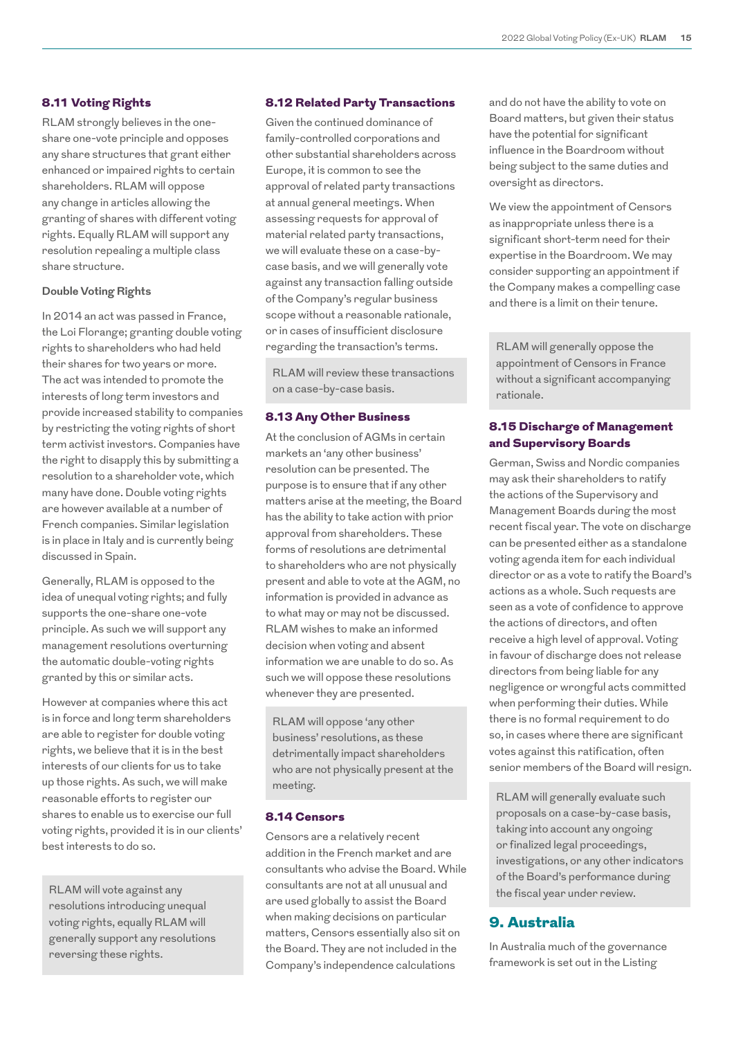### 8.11 Voting Rights

RLAM strongly believes in the one-share one-vote principle and opposes any share structures that grant either enhanced or impaired rights to certain shareholders. RLAM will oppose any change in articles allowing the granting of shares with different voting rights. Equally RLAM will support any resolution repealing a multiple class share structure.

**Double Voting Rights**

In 2014 an act was passed in France, the Loi Florange; granting double voting rights to shareholders who had held their shares for two years or more. The act was intended to promote the interests of long term investors and provide increased stability to companies by restricting the voting rights of short term activist investors. Companies have the right to disapply this by submitting a resolution to a shareholder vote, which many have done. Double voting rights are however available at a number of French companies. Similar legislation is in place in Italy and is currently being discussed in Spain.

Generally, RLAM is opposed to the idea of unequal voting rights; and fully supports the one-share one-vote principle. As such we will support any management resolutions overturning the automatic double-voting rights granted by this or similar acts.

However at companies where this act is in force and long term shareholders are able to register for double voting rights, we believe that it is in the best interests of our clients for us to take up those rights. As such, we will make reasonable efforts to register our shares to enable us to exercise our full voting rights, provided it is in our clients' best interests to do so.

> RLAM will vote against any resolutions introducing unequal voting rights, equally RLAM will generally support any resolutions reversing these rights.

### 8.12 Related Party Transactions

Given the continued dominance of family-controlled corporations and other substantial shareholders across Europe, it is common to see the approval of related party transactions at annual general meetings. When assessing requests for approval of material related party transactions, we will evaluate these on a case-by-case basis, and we will generally vote against any transaction falling outside of the Company's regular business scope without a reasonable rationale, or in cases of insufficient disclosure regarding the transaction's terms.

> RLAM will review these transactions on a case-by-case basis.

### 8.13 Any Other Business

At the conclusion of AGMs in certain markets an 'any other business' resolution can be presented. The purpose is to ensure that if any other matters arise at the meeting, the Board has the ability to take action with prior approval from shareholders. These forms of resolutions are detrimental to shareholders who are not physically present and able to vote at the AGM, no information is provided in advance as to what may or may not be discussed. RLAM wishes to make an informed decision when voting and absent information we are unable to do so. As such we will oppose these resolutions whenever they are presented.

> RLAM will oppose 'any other business' resolutions, as these detrimentally impact shareholders who are not physically present at the meeting.

### 8.14 Censors

Censors are a relatively recent addition in the French market and are consultants who advise the Board. While consultants are not at all unusual and are used globally to assist the Board when making decisions on particular matters, Censors essentially also sit on the Board. They are not included in the Company's independence calculations and do not have the ability to vote on Board matters, but given their status have the potential for significant influence in the Boardroom without being subject to the same duties and oversight as directors.

We view the appointment of Censors as inappropriate unless there is a significant short-term need for their expertise in the Boardroom. We may consider supporting an appointment if the Company makes a compelling case and there is a limit on their tenure.

> RLAM will generally oppose the appointment of Censors in France without a significant accompanying rationale.

### 8.15 Discharge of Management and Supervisory Boards

German, Swiss and Nordic companies may ask their shareholders to ratify the actions of the Supervisory and Management Boards during the most recent fiscal year. The vote on discharge can be presented either as a standalone voting agenda item for each individual director or as a vote to ratify the Board's actions as a whole. Such requests are seen as a vote of confidence to approve the actions of directors, and often receive a high level of approval. Voting in favour of discharge does not release directors from being liable for any negligence or wrongful acts committed when performing their duties. While there is no formal requirement to do so, in cases where there are significant votes against this ratification, often senior members of the Board will resign.

> RLAM will generally evaluate such proposals on a case-by-case basis, taking into account any ongoing or finalized legal proceedings, investigations, or any other indicators of the Board's performance during the fiscal year under review.

## 9. Australia

In Australia much of the governance framework is set out in the Listing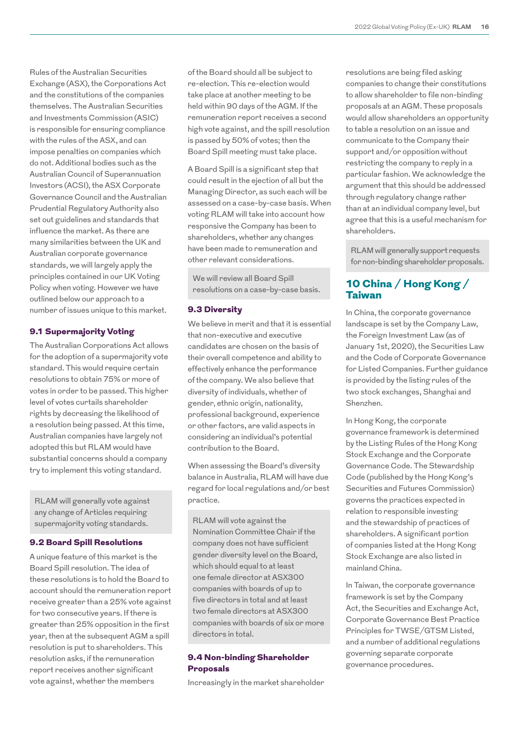Rules of the Australian Securities Exchange (ASX), the Corporations Act and the constitutions of the companies themselves. The Australian Securities and Investments Commission (ASIC) is responsible for ensuring compliance with the rules of the ASX, and can impose penalties on companies which do not. Additional bodies such as the Australian Council of Superannuation Investors (ACSI), the ASX Corporate Governance Council and the Australian Prudential Regulatory Authority also set out guidelines and standards that influence the market. As there are many similarities between the UK and Australian corporate governance standards, we will largely apply the principles contained in our UK Voting Policy when voting. However we have outlined below our approach to a number of issues unique to this market.

### 9.1 Supermajority Voting

The Australian Corporations Act allows for the adoption of a supermajority vote standard. This would require certain resolutions to obtain 75% or more of votes in order to be passed. This higher level of votes curtails shareholder rights by decreasing the likelihood of a resolution being passed. At this time, Australian companies have largely not adopted this but RLAM would have substantial concerns should a company try to implement this voting standard.

> RLAM will generally vote against any change of Articles requiring supermajority voting standards.

### 9.2 Board Spill Resolutions

A unique feature of this market is the Board Spill resolution. The idea of these resolutions is to hold the Board to account should the remuneration report receive greater than a 25% vote against for two consecutive years. If there is greater than 25% opposition in the first year, then at the subsequent AGM a spill resolution is put to shareholders. This resolution asks, if the remuneration report receives another significant vote against, whether the members of the Board should all be subject to re-election. This re-election would take place at another meeting to be held within 90 days of the AGM. If the remuneration report receives a second high vote against, and the spill resolution is passed by 50% of votes; then the Board Spill meeting must take place.

A Board Spill is a significant step that could result in the ejection of all but the Managing Director, as such each will be assessed on a case-by-case basis. When voting RLAM will take into account how responsive the Company has been to shareholders, whether any changes have been made to remuneration and other relevant considerations.

> We will review all Board Spill resolutions on a case-by-case basis.

### 9.3 Diversity

We believe in merit and that it is essential that non-executive and executive candidates are chosen on the basis of their overall competence and ability to effectively enhance the performance of the company. We also believe that diversity of individuals, whether of gender, ethnic origin, nationality, professional background, experience or other factors, are valid aspects in considering an individual's potential contribution to the Board.

When assessing the Board's diversity balance in Australia, RLAM will have due regard for local regulations and/or best practice.

> RLAM will vote against the Nomination Committee Chair if the company does not have sufficient gender diversity level on the Board, which should equal to at least one female director at ASX300 companies with boards of up to five directors in total and at least two female directors at ASX300 companies with boards of six or more directors in total.

### 9.4 Non-binding Shareholder Proposals

Increasingly in the market shareholder resolutions are being filed asking companies to change their constitutions to allow shareholder to file non-binding proposals at an AGM. These proposals would allow shareholders an opportunity to table a resolution on an issue and communicate to the Company their support and/or opposition without restricting the company to reply in a particular fashion. We acknowledge the argument that this should be addressed through regulatory change rather than at an individual company level, but agree that this is a useful mechanism for shareholders.

> RLAM will generally support requests for non-binding shareholder proposals.

## 10 China / Hong Kong / Taiwan

In China, the corporate governance landscape is set by the Company Law, the Foreign Investment Law (as of January 1st, 2020), the Securities Law and the Code of Corporate Governance for Listed Companies. Further guidance is provided by the listing rules of the two stock exchanges, Shanghai and Shenzhen.

In Hong Kong, the corporate governance framework is determined by the Listing Rules of the Hong Kong Stock Exchange and the Corporate Governance Code. The Stewardship Code (published by the Hong Kong's Securities and Futures Commission) governs the practices expected in relation to responsible investing and the stewardship of practices of shareholders. A significant portion of companies listed at the Hong Kong Stock Exchange are also listed in mainland China.

In Taiwan, the corporate governance framework is set by the Company Act, the Securities and Exchange Act, Corporate Governance Best Practice Principles for TWSE/GTSM Listed, and a number of additional regulations governing separate corporate governance procedures.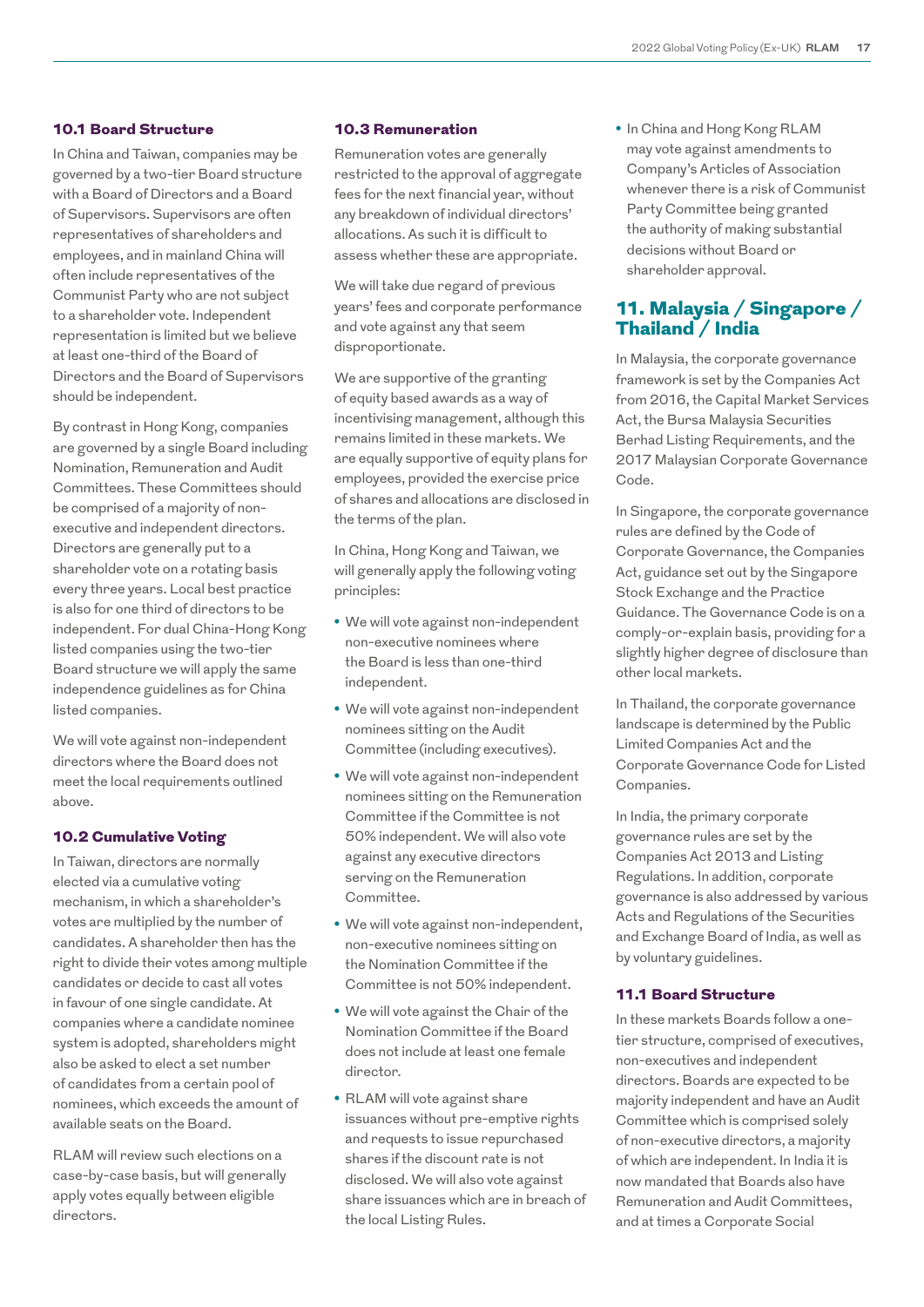### 10.1 Board Structure

In China and Taiwan, companies may be governed by a two-tier Board structure with a Board of Directors and a Board of Supervisors. Supervisors are often representatives of shareholders and employees, and in mainland China will often include representatives of the Communist Party who are not subject to a shareholder vote. Independent representation is limited but we believe at least one-third of the Board of Directors and the Board of Supervisors should be independent.

By contrast in Hong Kong, companies are governed by a single Board including Nomination, Remuneration and Audit Committees. These Committees should be comprised of a majority of non-executive and independent directors. Directors are generally put to a shareholder vote on a rotating basis every three years. Local best practice is also for one third of directors to be independent. For dual China-Hong Kong listed companies using the two-tier Board structure we will apply the same independence guidelines as for China listed companies.

We will vote against non-independent directors where the Board does not meet the local requirements outlined above.

### 10.2 Cumulative Voting

In Taiwan, directors are normally elected via a cumulative voting mechanism, in which a shareholder's votes are multiplied by the number of candidates. A shareholder then has the right to divide their votes among multiple candidates or decide to cast all votes in favour of one single candidate. At companies where a candidate nominee system is adopted, shareholders might also be asked to elect a set number of candidates from a certain pool of nominees, which exceeds the amount of available seats on the Board.

RLAM will review such elections on a case-by-case basis, but will generally apply votes equally between eligible directors.

### 10.3 Remuneration

Remuneration votes are generally restricted to the approval of aggregate fees for the next financial year, without any breakdown of individual directors' allocations. As such it is difficult to assess whether these are appropriate.

We will take due regard of previous years' fees and corporate performance and vote against any that seem disproportionate.

We are supportive of the granting of equity based awards as a way of incentivising management, although this remains limited in these markets. We are equally supportive of equity plans for employees, provided the exercise price of shares and allocations are disclosed in the terms of the plan.

In China, Hong Kong and Taiwan, we will generally apply the following voting principles:

- We will vote against non-independent non-executive nominees where the Board is less than one-third independent.
- We will vote against non-independent nominees sitting on the Audit Committee (including executives).
- We will vote against non-independent nominees sitting on the Remuneration Committee if the Committee is not 50% independent. We will also vote against any executive directors serving on the Remuneration Committee.
- We will vote against non-independent, non-executive nominees sitting on the Nomination Committee if the Committee is not 50% independent.
- We will vote against the Chair of the Nomination Committee if the Board does not include at least one female director.
- RLAM will vote against share issuances without pre-emptive rights and requests to issue repurchased shares if the discount rate is not disclosed. We will also vote against share issuances which are in breach of the local Listing Rules.
- In China and Hong Kong RLAM may vote against amendments to Company's Articles of Association whenever there is a risk of Communist Party Committee being granted the authority of making substantial decisions without Board or shareholder approval.

## 11. Malaysia / Singapore / Thailand / India

In Malaysia, the corporate governance framework is set by the Companies Act from 2016, the Capital Market Services Act, the Bursa Malaysia Securities Berhad Listing Requirements, and the 2017 Malaysian Corporate Governance Code.

In Singapore, the corporate governance rules are defined by the Code of Corporate Governance, the Companies Act, guidance set out by the Singapore Stock Exchange and the Practice Guidance. The Governance Code is on a comply-or-explain basis, providing for a slightly higher degree of disclosure than other local markets.

In Thailand, the corporate governance landscape is determined by the Public Limited Companies Act and the Corporate Governance Code for Listed Companies.

In India, the primary corporate governance rules are set by the Companies Act 2013 and Listing Regulations. In addition, corporate governance is also addressed by various Acts and Regulations of the Securities and Exchange Board of India, as well as by voluntary guidelines.

### 11.1 Board Structure

In these markets Boards follow a one-tier structure, comprised of executives, non-executives and independent directors. Boards are expected to be majority independent and have an Audit Committee which is comprised solely of non-executive directors, a majority of which are independent. In India it is now mandated that Boards also have Remuneration and Audit Committees, and at times a Corporate Social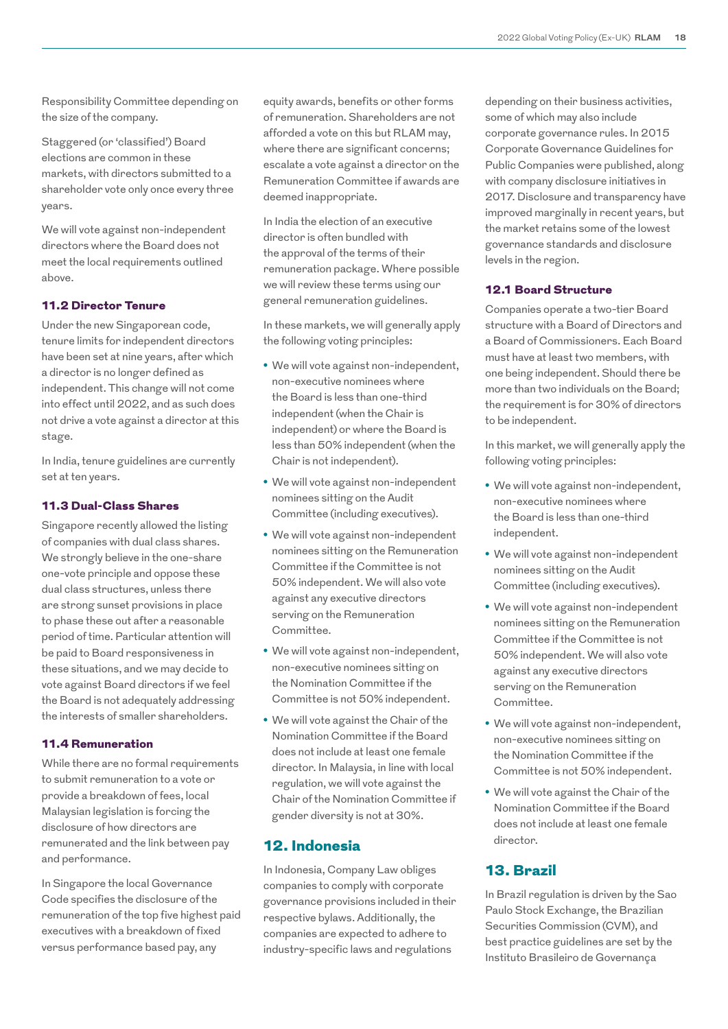Responsibility Committee depending on the size of the company.

Staggered (or 'classified') Board elections are common in these markets, with directors submitted to a shareholder vote only once every three years.

We will vote against non-independent directors where the Board does not meet the local requirements outlined above.

### 11.2 Director Tenure

Under the new Singaporean code, tenure limits for independent directors have been set at nine years, after which a director is no longer defined as independent. This change will not come into effect until 2022, and as such does not drive a vote against a director at this stage.

In India, tenure guidelines are currently set at ten years.

### 11.3 Dual-Class Shares

Singapore recently allowed the listing of companies with dual class shares. We strongly believe in the one-share one-vote principle and oppose these dual class structures, unless there are strong sunset provisions in place to phase these out after a reasonable period of time. Particular attention will be paid to Board responsiveness in these situations, and we may decide to vote against Board directors if we feel the Board is not adequately addressing the interests of smaller shareholders.

### 11.4 Remuneration

While there are no formal requirements to submit remuneration to a vote or provide a breakdown of fees, local Malaysian legislation is forcing the disclosure of how directors are remunerated and the link between pay and performance.

In Singapore the local Governance Code specifies the disclosure of the remuneration of the top five highest paid executives with a breakdown of fixed versus performance based pay, any equity awards, benefits or other forms of remuneration. Shareholders are not afforded a vote on this but RLAM may, where there are significant concerns; escalate a vote against a director on the Remuneration Committee if awards are deemed inappropriate.

In India the election of an executive director is often bundled with the approval of the terms of their remuneration package. Where possible we will review these terms using our general remuneration guidelines.

In these markets, we will generally apply the following voting principles:

- We will vote against non-independent, non-executive nominees where the Board is less than one-third independent (when the Chair is independent) or where the Board is less than 50% independent (when the Chair is not independent).
- We will vote against non-independent nominees sitting on the Audit Committee (including executives).
- We will vote against non-independent nominees sitting on the Remuneration Committee if the Committee is not 50% independent. We will also vote against any executive directors serving on the Remuneration Committee.
- We will vote against non-independent, non-executive nominees sitting on the Nomination Committee if the Committee is not 50% independent.
- We will vote against the Chair of the Nomination Committee if the Board does not include at least one female director. In Malaysia, in line with local regulation, we will vote against the Chair of the Nomination Committee if gender diversity is not at 30%.

## 12. Indonesia

In Indonesia, Company Law obliges companies to comply with corporate governance provisions included in their respective bylaws. Additionally, the companies are expected to adhere to industry-specific laws and regulations depending on their business activities, some of which may also include corporate governance rules. In 2015 Corporate Governance Guidelines for Public Companies were published, along with company disclosure initiatives in 2017. Disclosure and transparency have improved marginally in recent years, but the market retains some of the lowest governance standards and disclosure levels in the region.

### 12.1 Board Structure

Companies operate a two-tier Board structure with a Board of Directors and a Board of Commissioners. Each Board must have at least two members, with one being independent. Should there be more than two individuals on the Board; the requirement is for 30% of directors to be independent.

In this market, we will generally apply the following voting principles:

- We will vote against non-independent, non-executive nominees where the Board is less than one-third independent.
- We will vote against non-independent nominees sitting on the Audit Committee (including executives).
- We will vote against non-independent nominees sitting on the Remuneration Committee if the Committee is not 50% independent. We will also vote against any executive directors serving on the Remuneration Committee.
- We will vote against non-independent, non-executive nominees sitting on the Nomination Committee if the Committee is not 50% independent.
- We will vote against the Chair of the Nomination Committee if the Board does not include at least one female director.

## 13. Brazil

In Brazil regulation is driven by the Sao Paulo Stock Exchange, the Brazilian Securities Commission (CVM), and best practice guidelines are set by the Instituto Brasileiro de Governança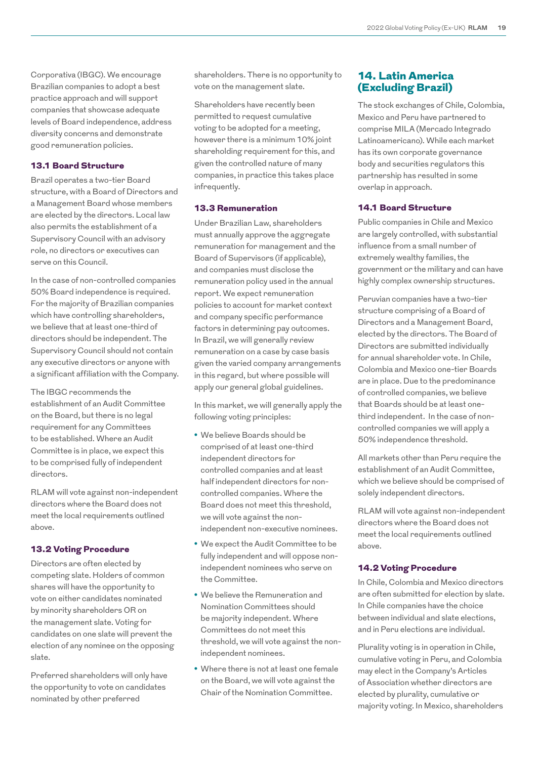Corporativa (IBGC). We encourage Brazilian companies to adopt a best practice approach and will support companies that showcase adequate levels of Board independence, address diversity concerns and demonstrate good remuneration policies.

### 13.1 Board Structure

Brazil operates a two-tier Board structure, with a Board of Directors and a Management Board whose members are elected by the directors. Local law also permits the establishment of a Supervisory Council with an advisory role, no directors or executives can serve on this Council.

In the case of non-controlled companies 50% Board independence is required. For the majority of Brazilian companies which have controlling shareholders, we believe that at least one-third of directors should be independent. The Supervisory Council should not contain any executive directors or anyone with a significant affiliation with the Company.

The IBGC recommends the establishment of an Audit Committee on the Board, but there is no legal requirement for any Committees to be established. Where an Audit Committee is in place, we expect this to be comprised fully of independent directors.

RLAM will vote against non-independent directors where the Board does not meet the local requirements outlined above.

### 13.2 Voting Procedure

Directors are often elected by competing slate. Holders of common shares will have the opportunity to vote on either candidates nominated by minority shareholders OR on the management slate. Voting for candidates on one slate will prevent the election of any nominee on the opposing slate.

Preferred shareholders will only have the opportunity to vote on candidates nominated by other preferred shareholders. There is no opportunity to vote on the management slate.

Shareholders have recently been permitted to request cumulative voting to be adopted for a meeting, however there is a minimum 10% joint shareholding requirement for this, and given the controlled nature of many companies, in practice this takes place infrequently.

### 13.3 Remuneration

Under Brazilian Law, shareholders must annually approve the aggregate remuneration for management and the Board of Supervisors (if applicable), and companies must disclose the remuneration policy used in the annual report. We expect remuneration policies to account for market context and company specific performance factors in determining pay outcomes. In Brazil, we will generally review remuneration on a case by case basis given the varied company arrangements in this regard, but where possible will apply our general global guidelines.

In this market, we will generally apply the following voting principles:

- We believe Boards should be comprised of at least one-third independent directors for controlled companies and at least half independent directors for non-controlled companies. Where the Board does not meet this threshold, we will vote against the non-independent non-executive nominees.
- We expect the Audit Committee to be fully independent and will oppose non-independent nominees who serve on the Committee.
- We believe the Remuneration and Nomination Committees should be majority independent. Where Committees do not meet this threshold, we will vote against the non-independent nominees.
- Where there is not at least one female on the Board, we will vote against the Chair of the Nomination Committee.

## 14. Latin America (Excluding Brazil)

The stock exchanges of Chile, Colombia, Mexico and Peru have partnered to comprise MILA (Mercado Integrado Latinoamericano). While each market has its own corporate governance body and securities regulators this partnership has resulted in some overlap in approach.

### 14.1 Board Structure

Public companies in Chile and Mexico are largely controlled, with substantial influence from a small number of extremely wealthy families, the government or the military and can have highly complex ownership structures.

Peruvian companies have a two-tier structure comprising of a Board of Directors and a Management Board, elected by the directors. The Board of Directors are submitted individually for annual shareholder vote. In Chile, Colombia and Mexico one-tier Boards are in place. Due to the predominance of controlled companies, we believe that Boards should be at least one-third independent. In the case of non-controlled companies we will apply a 50% independence threshold.

All markets other than Peru require the establishment of an Audit Committee, which we believe should be comprised of solely independent directors.

RLAM will vote against non-independent directors where the Board does not meet the local requirements outlined above.

### 14.2 Voting Procedure

In Chile, Colombia and Mexico directors are often submitted for election by slate. In Chile companies have the choice between individual and slate elections, and in Peru elections are individual.

Plurality voting is in operation in Chile, cumulative voting in Peru, and Colombia may elect in the Company's Articles of Association whether directors are elected by plurality, cumulative or majority voting. In Mexico, shareholders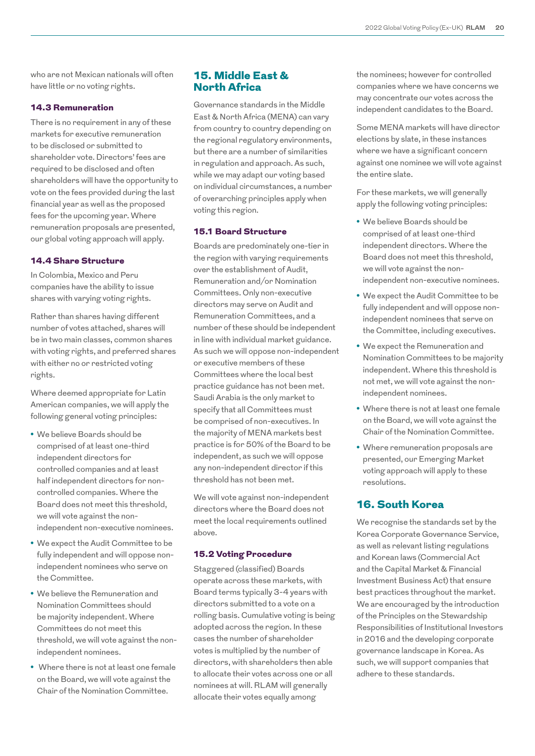who are not Mexican nationals will often have little or no voting rights.

### 14.3 Remuneration

There is no requirement in any of these markets for executive remuneration to be disclosed or submitted to shareholder vote. Directors' fees are required to be disclosed and often shareholders will have the opportunity to vote on the fees provided during the last financial year as well as the proposed fees for the upcoming year. Where remuneration proposals are presented, our global voting approach will apply.

### 14.4 Share Structure

In Colombia, Mexico and Peru companies have the ability to issue shares with varying voting rights.

Rather than shares having different number of votes attached, shares will be in two main classes, common shares with voting rights, and preferred shares with either no or restricted voting rights.

Where deemed appropriate for Latin American companies, we will apply the following general voting principles:

- We believe Boards should be comprised of at least one-third independent directors for controlled companies and at least half independent directors for non-controlled companies. Where the Board does not meet this threshold, we will vote against the non-independent non-executive nominees.
- We expect the Audit Committee to be fully independent and will oppose non-independent nominees who serve on the Committee.
- We believe the Remuneration and Nomination Committees should be majority independent. Where Committees do not meet this threshold, we will vote against the non-independent nominees.
- Where there is not at least one female on the Board, we will vote against the Chair of the Nomination Committee.

## 15. Middle East & North Africa

Governance standards in the Middle East & North Africa (MENA) can vary from country to country depending on the regional regulatory environments, but there are a number of similarities in regulation and approach. As such, while we may adapt our voting based on individual circumstances, a number of overarching principles apply when voting this region.

### 15.1 Board Structure

Boards are predominately one-tier in the region with varying requirements over the establishment of Audit, Remuneration and/or Nomination Committees. Only non-executive directors may serve on Audit and Remuneration Committees, and a number of these should be independent in line with individual market guidance. As such we will oppose non-independent or executive members of these Committees where the local best practice guidance has not been met. Saudi Arabia is the only market to specify that all Committees must be comprised of non-executives. In the majority of MENA markets best practice is for 50% of the Board to be independent, as such we will oppose any non-independent director if this threshold has not been met.

We will vote against non-independent directors where the Board does not meet the local requirements outlined above.

### 15.2 Voting Procedure

Staggered (classified) Boards operate across these markets, with Board terms typically 3-4 years with directors submitted to a vote on a rolling basis. Cumulative voting is being adopted across the region. In these cases the number of shareholder votes is multiplied by the number of directors, with shareholders then able to allocate their votes across one or all nominees at will. RLAM will generally allocate their votes equally among the nominees; however for controlled companies where we have concerns we may concentrate our votes across the independent candidates to the Board.

Some MENA markets will have director elections by slate, in these instances where we have a significant concern against one nominee we will vote against the entire slate.

For these markets, we will generally apply the following voting principles:

- We believe Boards should be comprised of at least one-third independent directors. Where the Board does not meet this threshold, we will vote against the non-independent non-executive nominees.
- We expect the Audit Committee to be fully independent and will oppose non-independent nominees that serve on the Committee, including executives.
- We expect the Remuneration and Nomination Committees to be majority independent. Where this threshold is not met, we will vote against the non-independent nominees.
- Where there is not at least one female on the Board, we will vote against the Chair of the Nomination Committee.
- Where remuneration proposals are presented, our Emerging Market voting approach will apply to these resolutions.

## 16. South Korea

We recognise the standards set by the Korea Corporate Governance Service, as well as relevant listing regulations and Korean laws (Commercial Act and the Capital Market & Financial Investment Business Act) that ensure best practices throughout the market. We are encouraged by the introduction of the Principles on the Stewardship Responsibilities of Institutional Investors in 2016 and the developing corporate governance landscape in Korea. As such, we will support companies that adhere to these standards.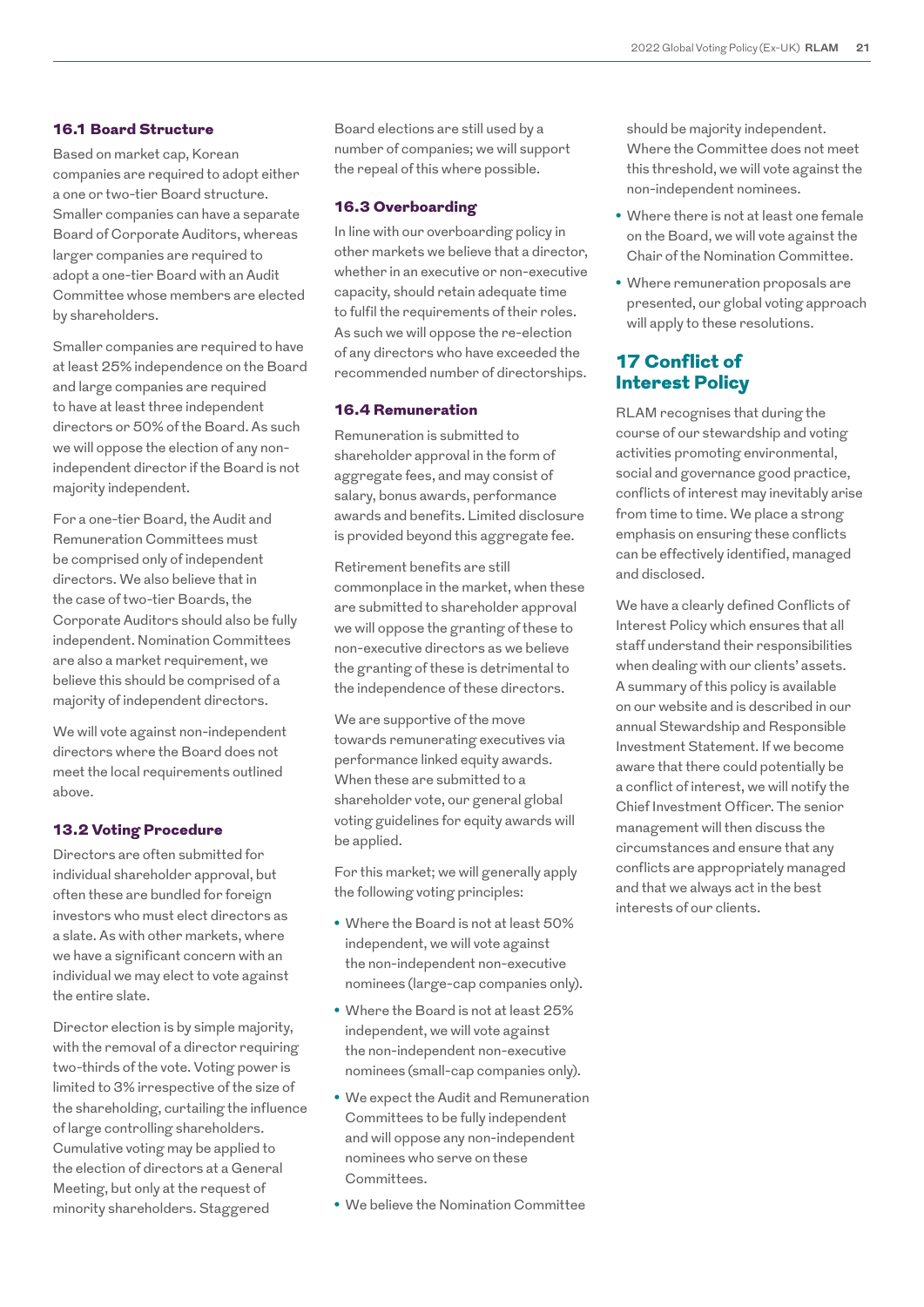### 16.1 Board Structure

Based on market cap, Korean companies are required to adopt either a one or two-tier Board structure. Smaller companies can have a separate Board of Corporate Auditors, whereas larger companies are required to adopt a one-tier Board with an Audit Committee whose members are elected by shareholders.

Smaller companies are required to have at least 25% independence on the Board and large companies are required to have at least three independent directors or 50% of the Board. As such we will oppose the election of any non-independent director if the Board is not majority independent.

For a one-tier Board, the Audit and Remuneration Committees must be comprised only of independent directors. We also believe that in the case of two-tier Boards, the Corporate Auditors should also be fully independent. Nomination Committees are also a market requirement, we believe this should be comprised of a majority of independent directors.

We will vote against non-independent directors where the Board does not meet the local requirements outlined above.

### 13.2 Voting Procedure

Directors are often submitted for individual shareholder approval, but often these are bundled for foreign investors who must elect directors as a slate. As with other markets, where we have a significant concern with an individual we may elect to vote against the entire slate.

Director election is by simple majority, with the removal of a director requiring two-thirds of the vote. Voting power is limited to 3% irrespective of the size of the shareholding, curtailing the influence of large controlling shareholders. Cumulative voting may be applied to the election of directors at a General Meeting, but only at the request of minority shareholders. Staggered Board elections are still used by a number of companies; we will support the repeal of this where possible.

### 16.3 Overboarding

In line with our overboarding policy in other markets we believe that a director, whether in an executive or non-executive capacity, should retain adequate time to fulfil the requirements of their roles. As such we will oppose the re-election of any directors who have exceeded the recommended number of directorships.

### 16.4 Remuneration

Remuneration is submitted to shareholder approval in the form of aggregate fees, and may consist of salary, bonus awards, performance awards and benefits. Limited disclosure is provided beyond this aggregate fee.

Retirement benefits are still commonplace in the market, when these are submitted to shareholder approval we will oppose the granting of these to non-executive directors as we believe the granting of these is detrimental to the independence of these directors.

We are supportive of the move towards remunerating executives via performance linked equity awards. When these are submitted to a shareholder vote, our general global voting guidelines for equity awards will be applied.

For this market; we will generally apply the following voting principles:

- Where the Board is not at least 50% independent, we will vote against the non-independent non-executive nominees (large-cap companies only).
- Where the Board is not at least 25% independent, we will vote against the non-independent non-executive nominees (small-cap companies only).
- We expect the Audit and Remuneration Committees to be fully independent and will oppose any non-independent nominees who serve on these Committees.
- We believe the Nomination Committee should be majority independent. Where the Committee does not meet this threshold, we will vote against the non-independent nominees.
- Where there is not at least one female on the Board, we will vote against the Chair of the Nomination Committee.
- Where remuneration proposals are presented, our global voting approach will apply to these resolutions.

## 17 Conflict of Interest Policy

RLAM recognises that during the course of our stewardship and voting activities promoting environmental, social and governance good practice, conflicts of interest may inevitably arise from time to time. We place a strong emphasis on ensuring these conflicts can be effectively identified, managed and disclosed.

We have a clearly defined Conflicts of Interest Policy which ensures that all staff understand their responsibilities when dealing with our clients' assets. A summary of this policy is available on our website and is described in our annual Stewardship and Responsible Investment Statement. If we become aware that there could potentially be a conflict of interest, we will notify the Chief Investment Officer. The senior management will then discuss the circumstances and ensure that any conflicts are appropriately managed and that we always act in the best interests of our clients.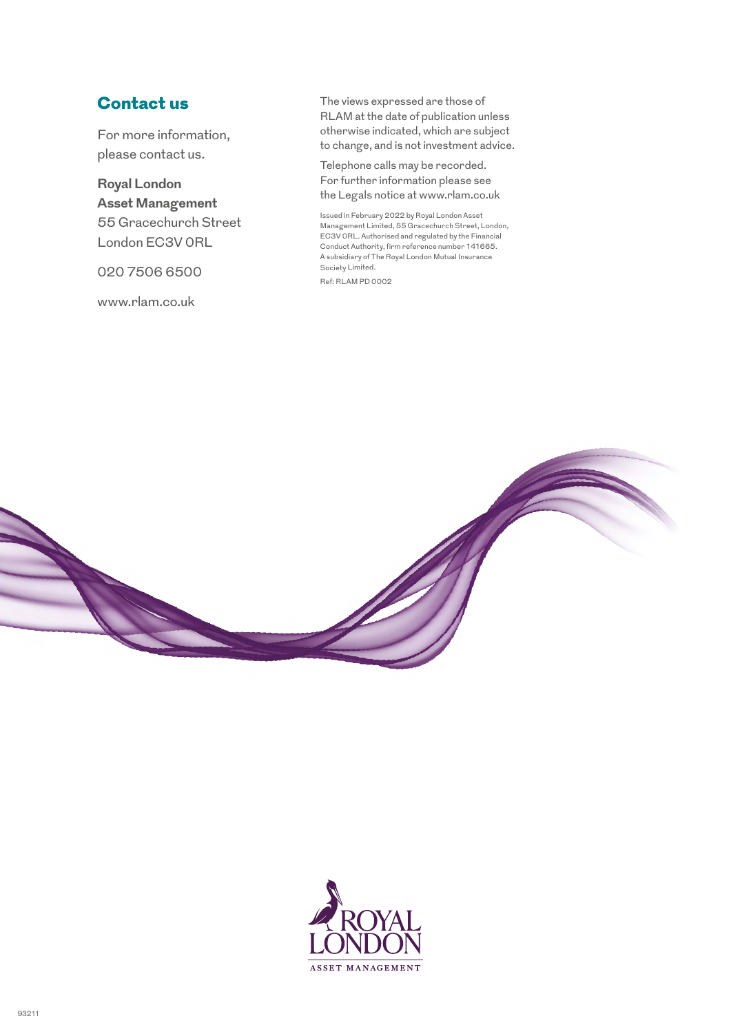## Contact us

For more information, please contact us.

**Royal London Asset Management**
55 Gracechurch Street
London EC3V 0RL

020 7506 6500

www.rlam.co.uk

The views expressed are those of RLAM at the date of publication unless otherwise indicated, which are subject to change, and is not investment advice.

Telephone calls may be recorded. For further information please see the Legals notice at www.rlam.co.uk

Issued in February 2022 by Royal London Asset Management Limited, 55 Gracechurch Street, London, EC3V 0RL. Authorised and regulated by the Financial Conduct Authority, firm reference number 141665. A subsidiary of The Royal London Mutual Insurance Society Limited.

Ref: RLAM PD 0002

ROYAL LONDON
ASSET MANAGEMENT

93211